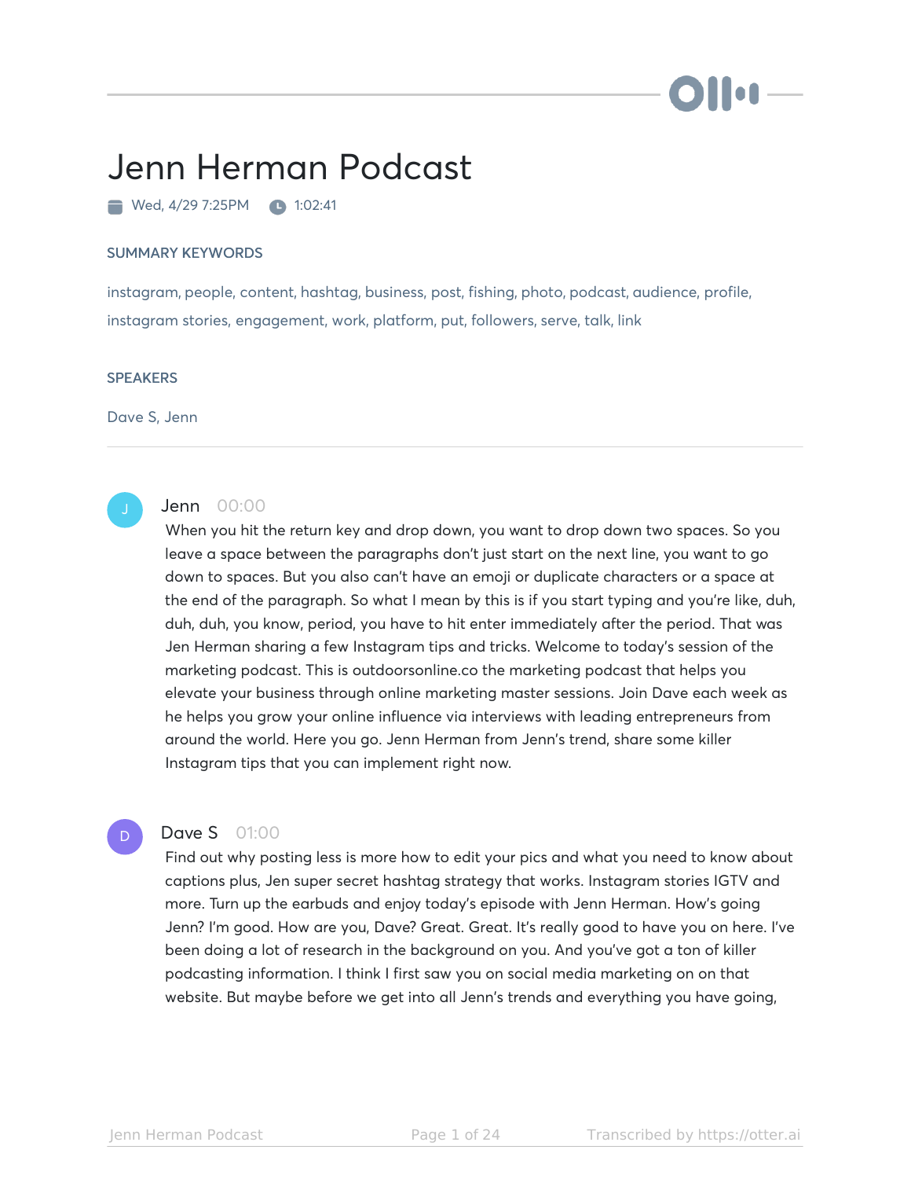# Jenn Herman Podcast

Wed, 4/29 7:25PM 1:02:41

### SUMMARY KEYWORDS

instagram, people, content, hashtag, business, post, fishing, photo, podcast, audience, profile, instagram stories, engagement, work, platform, put, followers, serve, talk, link

### SPEAKERS

Dave S, Jenn

---

**Jenn** 00:00

When you hit the return key and drop down, you want to drop down two spaces. So you leave a space between the paragraphs don't just start on the next line, you want to go down to spaces. But you also can't have an emoji or duplicate characters or a space at the end of the paragraph. So what I mean by this is if you start typing and you're like, duh, duh, duh, you know, period, you have to hit enter immediately after the period. That was Jen Herman sharing a few Instagram tips and tricks. Welcome to today's session of the marketing podcast. This is outdoorsonline.co the marketing podcast that helps you elevate your business through online marketing master sessions. Join Dave each week as he helps you grow your online influence via interviews with leading entrepreneurs from around the world. Here you go. Jenn Herman from Jenn's trend, share some killer Instagram tips that you can implement right now.

**Dave S** 01:00

Find out why posting less is more how to edit your pics and what you need to know about captions plus, Jen super secret hashtag strategy that works. Instagram stories IGTV and more. Turn up the earbuds and enjoy today's episode with Jenn Herman. How's going Jenn? I'm good. How are you, Dave? Great. Great. It's really good to have you on here. I've been doing a lot of research in the background on you. And you've got a ton of killer podcasting information. I think I first saw you on social media marketing on on that website. But maybe before we get into all Jenn's trends and everything you have going,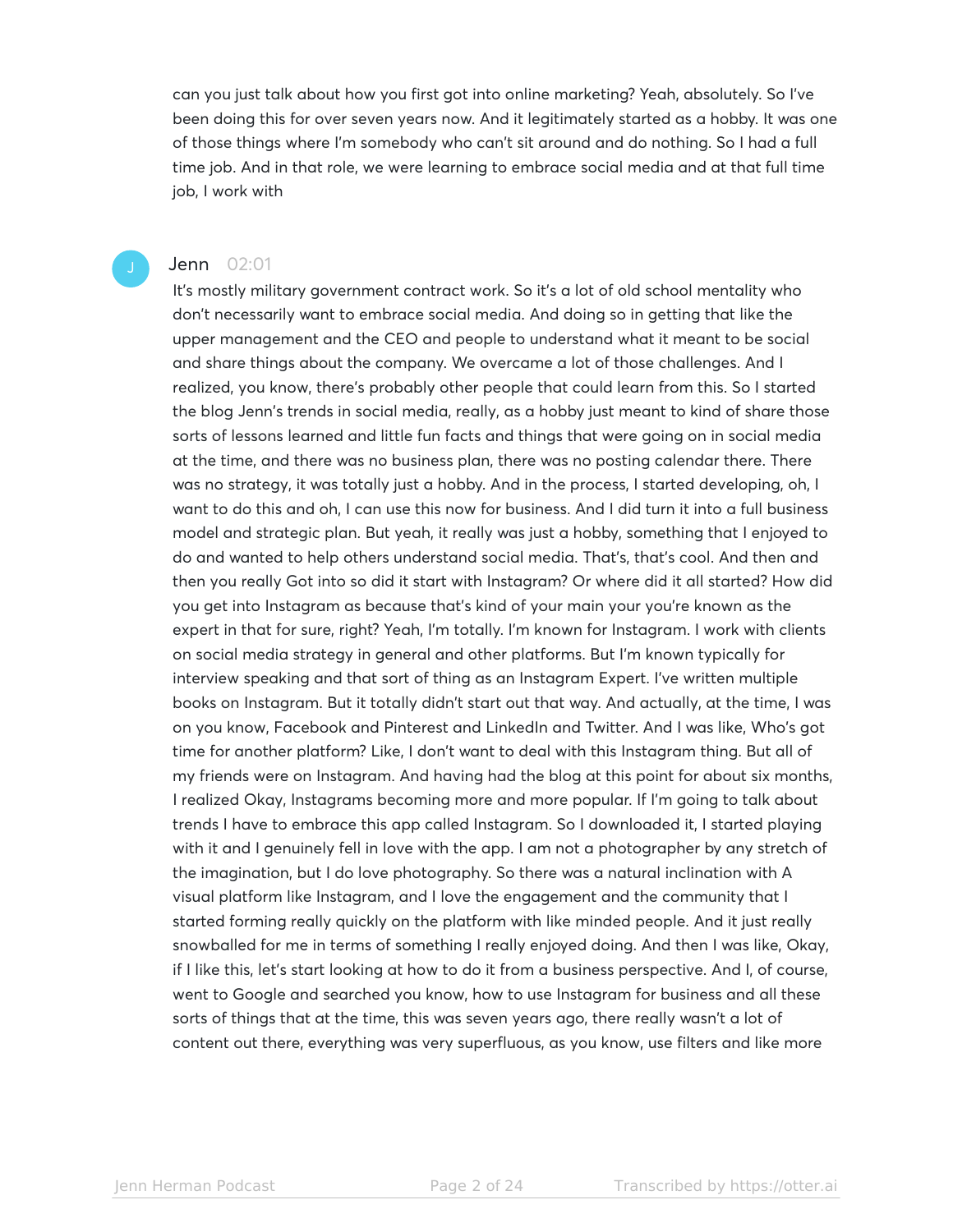can you just talk about how you first got into online marketing? Yeah, absolutely. So I've been doing this for over seven years now. And it legitimately started as a hobby. It was one of those things where I'm somebody who can't sit around and do nothing. So I had a full time job. And in that role, we were learning to embrace social media and at that full time job, I work with

**Jenn** 02:01

It's mostly military government contract work. So it's a lot of old school mentality who don't necessarily want to embrace social media. And doing so in getting that like the upper management and the CEO and people to understand what it meant to be social and share things about the company. We overcame a lot of those challenges. And I realized, you know, there's probably other people that could learn from this. So I started the blog Jenn's trends in social media, really, as a hobby just meant to kind of share those sorts of lessons learned and little fun facts and things that were going on in social media at the time, and there was no business plan, there was no posting calendar there. There was no strategy, it was totally just a hobby. And in the process, I started developing, oh, I want to do this and oh, I can use this now for business. And I did turn it into a full business model and strategic plan. But yeah, it really was just a hobby, something that I enjoyed to do and wanted to help others understand social media. That's, that's cool. And then and then you really Got into so did it start with Instagram? Or where did it all started? How did you get into Instagram as because that's kind of your main your you're known as the expert in that for sure, right? Yeah, I'm totally. I'm known for Instagram. I work with clients on social media strategy in general and other platforms. But I'm known typically for interview speaking and that sort of thing as an Instagram Expert. I've written multiple books on Instagram. But it totally didn't start out that way. And actually, at the time, I was on you know, Facebook and Pinterest and LinkedIn and Twitter. And I was like, Who's got time for another platform? Like, I don't want to deal with this Instagram thing. But all of my friends were on Instagram. And having had the blog at this point for about six months, I realized Okay, Instagrams becoming more and more popular. If I'm going to talk about trends I have to embrace this app called Instagram. So I downloaded it, I started playing with it and I genuinely fell in love with the app. I am not a photographer by any stretch of the imagination, but I do love photography. So there was a natural inclination with A visual platform like Instagram, and I love the engagement and the community that I started forming really quickly on the platform with like minded people. And it just really snowballed for me in terms of something I really enjoyed doing. And then I was like, Okay, if I like this, let's start looking at how to do it from a business perspective. And I, of course, went to Google and searched you know, how to use Instagram for business and all these sorts of things that at the time, this was seven years ago, there really wasn't a lot of content out there, everything was very superfluous, as you know, use filters and like more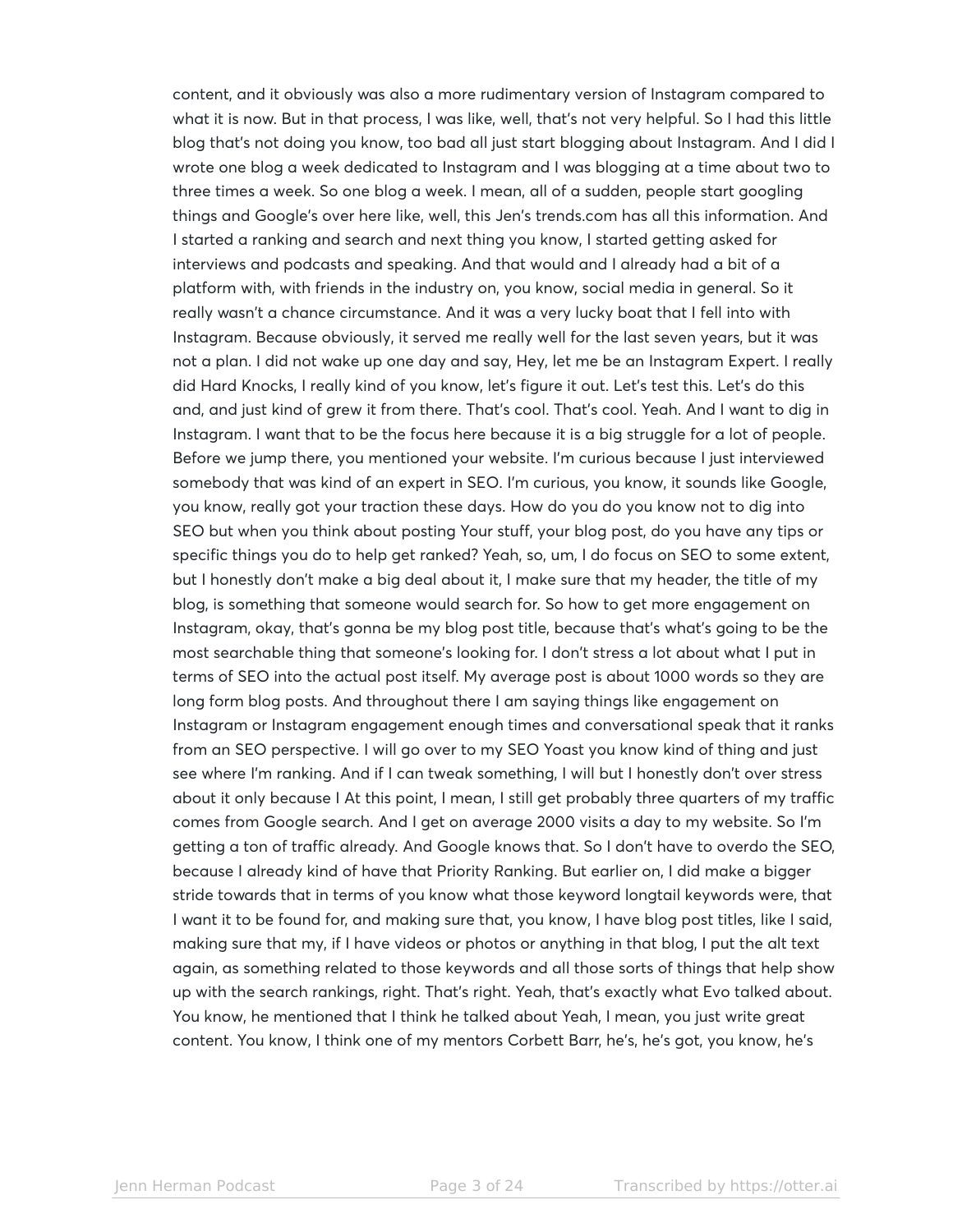content, and it obviously was also a more rudimentary version of Instagram compared to what it is now. But in that process, I was like, well, that's not very helpful. So I had this little blog that's not doing you know, too bad all just start blogging about Instagram. And I did I wrote one blog a week dedicated to Instagram and I was blogging at a time about two to three times a week. So one blog a week. I mean, all of a sudden, people start googling things and Google's over here like, well, this Jen's trends.com has all this information. And I started a ranking and search and next thing you know, I started getting asked for interviews and podcasts and speaking. And that would and I already had a bit of a platform with, with friends in the industry on, you know, social media in general. So it really wasn't a chance circumstance. And it was a very lucky boat that I fell into with Instagram. Because obviously, it served me really well for the last seven years, but it was not a plan. I did not wake up one day and say, Hey, let me be an Instagram Expert. I really did Hard Knocks, I really kind of you know, let's figure it out. Let's test this. Let's do this and, and just kind of grew it from there. That's cool. That's cool. Yeah. And I want to dig in Instagram. I want that to be the focus here because it is a big struggle for a lot of people. Before we jump there, you mentioned your website. I'm curious because I just interviewed somebody that was kind of an expert in SEO. I'm curious, you know, it sounds like Google, you know, really got your traction these days. How do you do you know not to dig into SEO but when you think about posting Your stuff, your blog post, do you have any tips or specific things you do to help get ranked? Yeah, so, um, I do focus on SEO to some extent, but I honestly don't make a big deal about it, I make sure that my header, the title of my blog, is something that someone would search for. So how to get more engagement on Instagram, okay, that's gonna be my blog post title, because that's what's going to be the most searchable thing that someone's looking for. I don't stress a lot about what I put in terms of SEO into the actual post itself. My average post is about 1000 words so they are long form blog posts. And throughout there I am saying things like engagement on Instagram or Instagram engagement enough times and conversational speak that it ranks from an SEO perspective. I will go over to my SEO Yoast you know kind of thing and just see where I'm ranking. And if I can tweak something, I will but I honestly don't over stress about it only because I At this point, I mean, I still get probably three quarters of my traffic comes from Google search. And I get on average 2000 visits a day to my website. So I'm getting a ton of traffic already. And Google knows that. So I don't have to overdo the SEO, because I already kind of have that Priority Ranking. But earlier on, I did make a bigger stride towards that in terms of you know what those keyword longtail keywords were, that I want it to be found for, and making sure that, you know, I have blog post titles, like I said, making sure that my, if I have videos or photos or anything in that blog, I put the alt text again, as something related to those keywords and all those sorts of things that help show up with the search rankings, right. That's right. Yeah, that's exactly what Evo talked about. You know, he mentioned that I think he talked about Yeah, I mean, you just write great content. You know, I think one of my mentors Corbett Barr, he's, he's got, you know, he's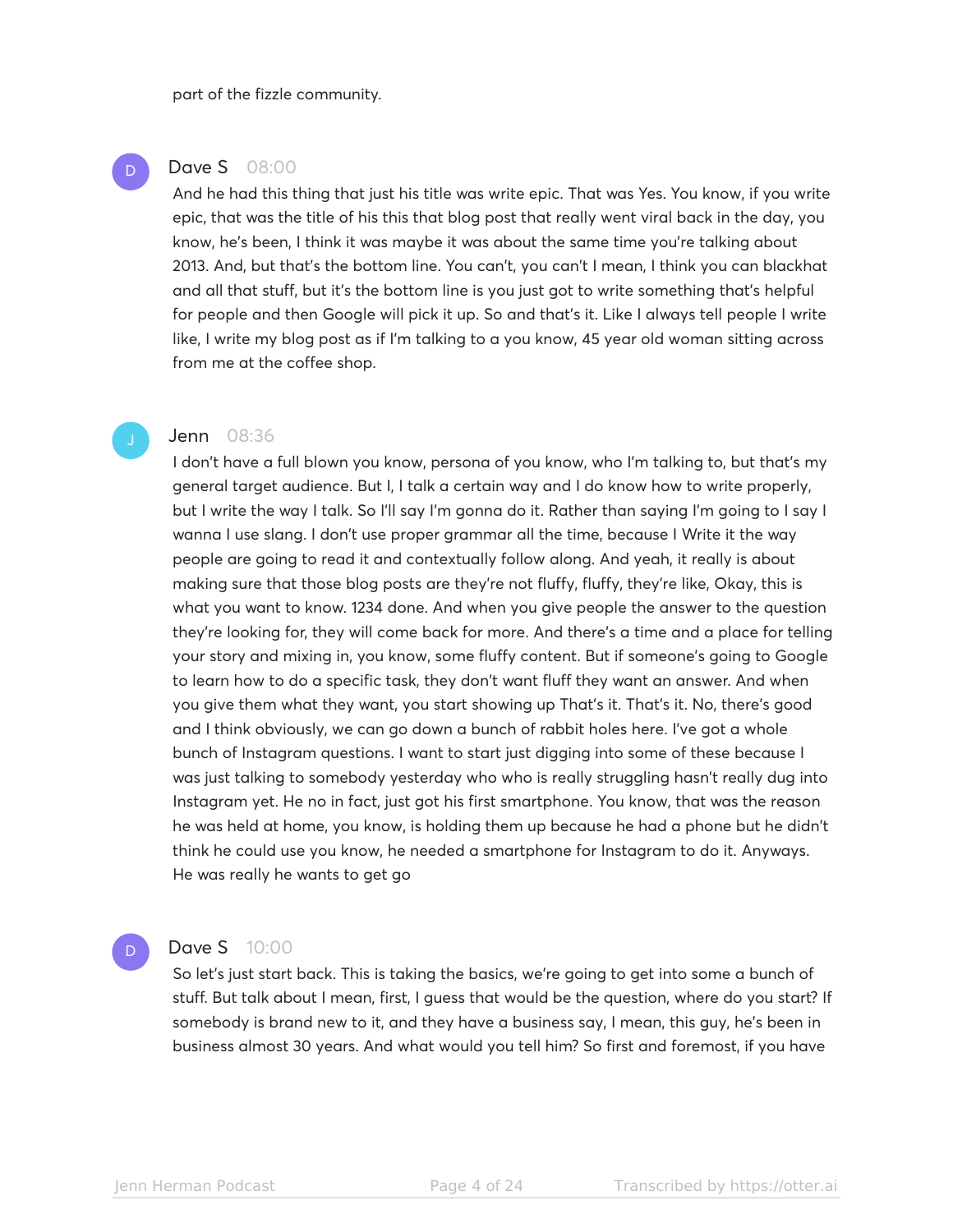part of the fizzle community.

**Dave S** 08:00

And he had this thing that just his title was write epic. That was Yes. You know, if you write epic, that was the title of his this that blog post that really went viral back in the day, you know, he's been, I think it was maybe it was about the same time you're talking about 2013. And, but that's the bottom line. You can't, you can't I mean, I think you can blackhat and all that stuff, but it's the bottom line is you just got to write something that's helpful for people and then Google will pick it up. So and that's it. Like I always tell people I write like, I write my blog post as if I'm talking to a you know, 45 year old woman sitting across from me at the coffee shop.

**Jenn** 08:36

I don't have a full blown you know, persona of you know, who I'm talking to, but that's my general target audience. But I, I talk a certain way and I do know how to write properly, but I write the way I talk. So I'll say I'm gonna do it. Rather than saying I'm going to I say I wanna I use slang. I don't use proper grammar all the time, because I Write it the way people are going to read it and contextually follow along. And yeah, it really is about making sure that those blog posts are they're not fluffy, fluffy, they're like, Okay, this is what you want to know. 1234 done. And when you give people the answer to the question they're looking for, they will come back for more. And there's a time and a place for telling your story and mixing in, you know, some fluffy content. But if someone's going to Google to learn how to do a specific task, they don't want fluff they want an answer. And when you give them what they want, you start showing up That's it. That's it. No, there's good and I think obviously, we can go down a bunch of rabbit holes here. I've got a whole bunch of Instagram questions. I want to start just digging into some of these because I was just talking to somebody yesterday who who is really struggling hasn't really dug into Instagram yet. He no in fact, just got his first smartphone. You know, that was the reason he was held at home, you know, is holding them up because he had a phone but he didn't think he could use you know, he needed a smartphone for Instagram to do it. Anyways. He was really he wants to get go

**Dave S** 10:00

So let's just start back. This is taking the basics, we're going to get into some a bunch of stuff. But talk about I mean, first, I guess that would be the question, where do you start? If somebody is brand new to it, and they have a business say, I mean, this guy, he's been in business almost 30 years. And what would you tell him? So first and foremost, if you have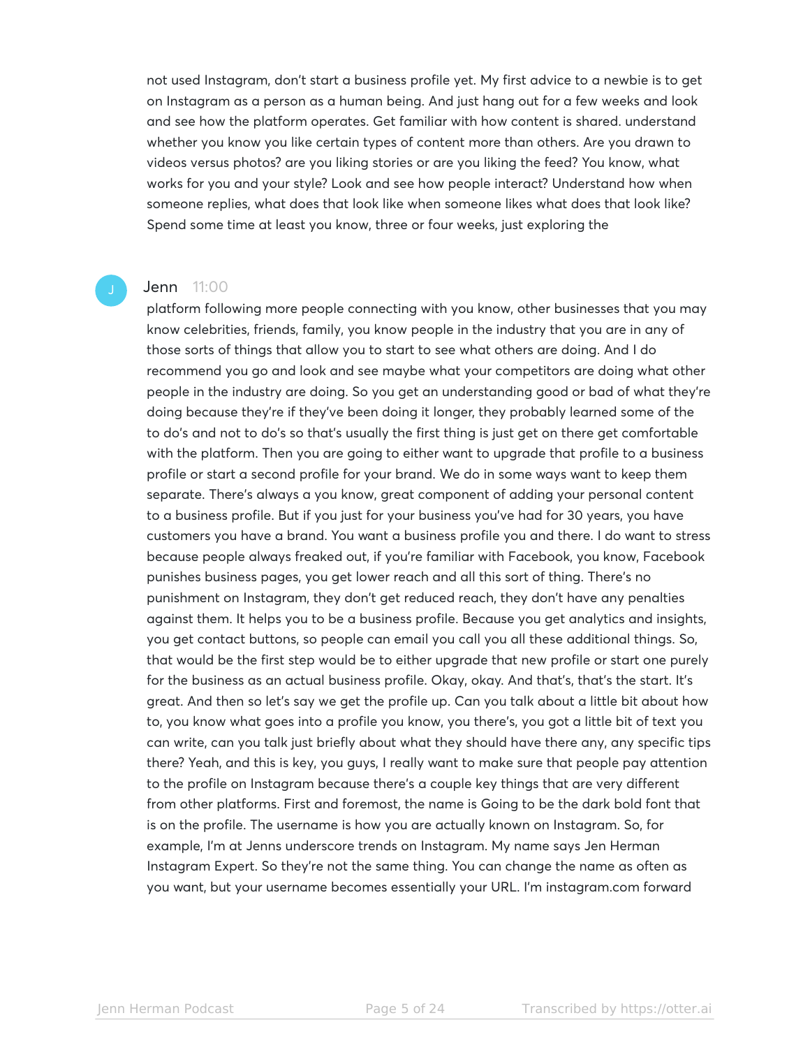not used Instagram, don't start a business profile yet. My first advice to a newbie is to get on Instagram as a person as a human being. And just hang out for a few weeks and look and see how the platform operates. Get familiar with how content is shared. understand whether you know you like certain types of content more than others. Are you drawn to videos versus photos? are you liking stories or are you liking the feed? You know, what works for you and your style? Look and see how people interact? Understand how when someone replies, what does that look like when someone likes what does that look like? Spend some time at least you know, three or four weeks, just exploring the

**Jenn** 11:00

platform following more people connecting with you know, other businesses that you may know celebrities, friends, family, you know people in the industry that you are in any of those sorts of things that allow you to start to see what others are doing. And I do recommend you go and look and see maybe what your competitors are doing what other people in the industry are doing. So you get an understanding good or bad of what they're doing because they're if they've been doing it longer, they probably learned some of the to do's and not to do's so that's usually the first thing is just get on there get comfortable with the platform. Then you are going to either want to upgrade that profile to a business profile or start a second profile for your brand. We do in some ways want to keep them separate. There's always a you know, great component of adding your personal content to a business profile. But if you just for your business you've had for 30 years, you have customers you have a brand. You want a business profile you and there. I do want to stress because people always freaked out, if you're familiar with Facebook, you know, Facebook punishes business pages, you get lower reach and all this sort of thing. There's no punishment on Instagram, they don't get reduced reach, they don't have any penalties against them. It helps you to be a business profile. Because you get analytics and insights, you get contact buttons, so people can email you call you all these additional things. So, that would be the first step would be to either upgrade that new profile or start one purely for the business as an actual business profile. Okay, okay. And that's, that's the start. It's great. And then so let's say we get the profile up. Can you talk about a little bit about how to, you know what goes into a profile you know, you there's, you got a little bit of text you can write, can you talk just briefly about what they should have there any, any specific tips there? Yeah, and this is key, you guys, I really want to make sure that people pay attention to the profile on Instagram because there's a couple key things that are very different from other platforms. First and foremost, the name is Going to be the dark bold font that is on the profile. The username is how you are actually known on Instagram. So, for example, I'm at Jenns underscore trends on Instagram. My name says Jen Herman Instagram Expert. So they're not the same thing. You can change the name as often as you want, but your username becomes essentially your URL. I'm instagram.com forward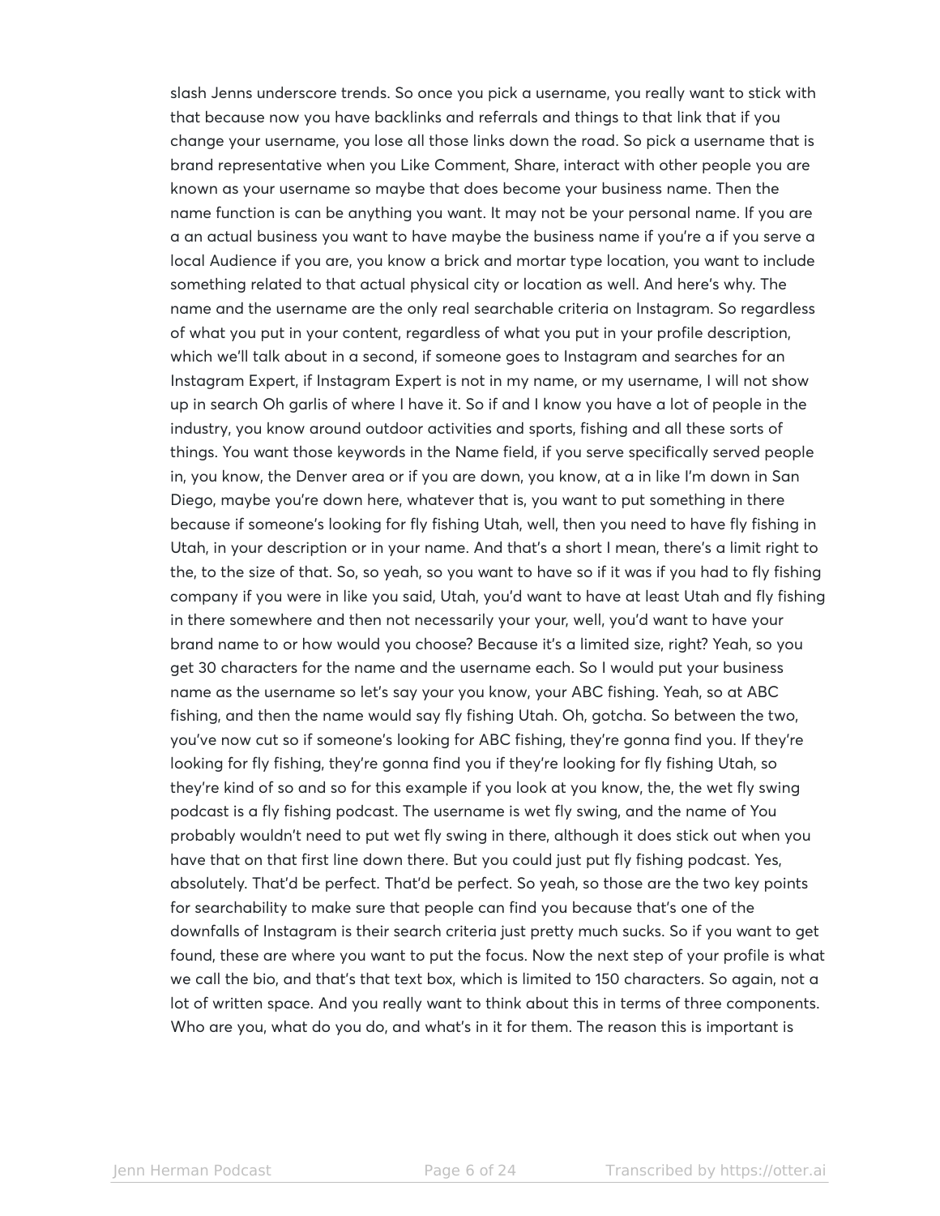slash Jenns underscore trends. So once you pick a username, you really want to stick with that because now you have backlinks and referrals and things to that link that if you change your username, you lose all those links down the road. So pick a username that is brand representative when you Like Comment, Share, interact with other people you are known as your username so maybe that does become your business name. Then the name function is can be anything you want. It may not be your personal name. If you are a an actual business you want to have maybe the business name if you're a if you serve a local Audience if you are, you know a brick and mortar type location, you want to include something related to that actual physical city or location as well. And here's why. The name and the username are the only real searchable criteria on Instagram. So regardless of what you put in your content, regardless of what you put in your profile description, which we'll talk about in a second, if someone goes to Instagram and searches for an Instagram Expert, if Instagram Expert is not in my name, or my username, I will not show up in search Oh garlis of where I have it. So if and I know you have a lot of people in the industry, you know around outdoor activities and sports, fishing and all these sorts of things. You want those keywords in the Name field, if you serve specifically served people in, you know, the Denver area or if you are down, you know, at a in like I'm down in San Diego, maybe you're down here, whatever that is, you want to put something in there because if someone's looking for fly fishing Utah, well, then you need to have fly fishing in Utah, in your description or in your name. And that's a short I mean, there's a limit right to the, to the size of that. So, so yeah, so you want to have so if it was if you had to fly fishing company if you were in like you said, Utah, you'd want to have at least Utah and fly fishing in there somewhere and then not necessarily your your, well, you'd want to have your brand name to or how would you choose? Because it's a limited size, right? Yeah, so you get 30 characters for the name and the username each. So I would put your business name as the username so let's say your you know, your ABC fishing. Yeah, so at ABC fishing, and then the name would say fly fishing Utah. Oh, gotcha. So between the two, you've now cut so if someone's looking for ABC fishing, they're gonna find you. If they're looking for fly fishing, they're gonna find you if they're looking for fly fishing Utah, so they're kind of so and so for this example if you look at you know, the, the wet fly swing podcast is a fly fishing podcast. The username is wet fly swing, and the name of You probably wouldn't need to put wet fly swing in there, although it does stick out when you have that on that first line down there. But you could just put fly fishing podcast. Yes, absolutely. That'd be perfect. That'd be perfect. So yeah, so those are the two key points for searchability to make sure that people can find you because that's one of the downfalls of Instagram is their search criteria just pretty much sucks. So if you want to get found, these are where you want to put the focus. Now the next step of your profile is what we call the bio, and that's that text box, which is limited to 150 characters. So again, not a lot of written space. And you really want to think about this in terms of three components. Who are you, what do you do, and what's in it for them. The reason this is important is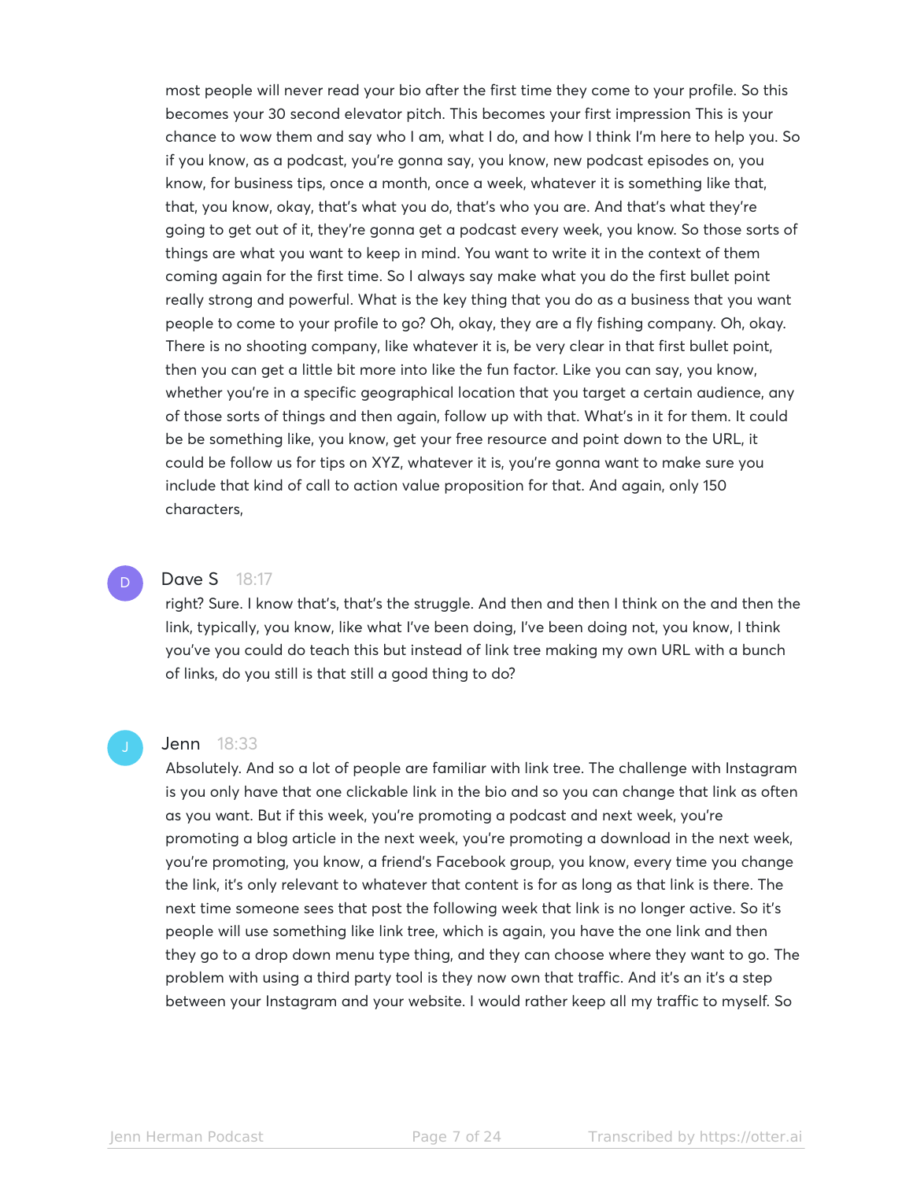most people will never read your bio after the first time they come to your profile. So this becomes your 30 second elevator pitch. This becomes your first impression This is your chance to wow them and say who I am, what I do, and how I think I'm here to help you. So if you know, as a podcast, you're gonna say, you know, new podcast episodes on, you know, for business tips, once a month, once a week, whatever it is something like that, that, you know, okay, that's what you do, that's who you are. And that's what they're going to get out of it, they're gonna get a podcast every week, you know. So those sorts of things are what you want to keep in mind. You want to write it in the context of them coming again for the first time. So I always say make what you do the first bullet point really strong and powerful. What is the key thing that you do as a business that you want people to come to your profile to go? Oh, okay, they are a fly fishing company. Oh, okay. There is no shooting company, like whatever it is, be very clear in that first bullet point, then you can get a little bit more into like the fun factor. Like you can say, you know, whether you're in a specific geographical location that you target a certain audience, any of those sorts of things and then again, follow up with that. What's in it for them. It could be be something like, you know, get your free resource and point down to the URL, it could be follow us for tips on XYZ, whatever it is, you're gonna want to make sure you include that kind of call to action value proposition for that. And again, only 150 characters,

**Dave S** 18:17

right? Sure. I know that's, that's the struggle. And then and then I think on the and then the link, typically, you know, like what I've been doing, I've been doing not, you know, I think you've you could do teach this but instead of link tree making my own URL with a bunch of links, do you still is that still a good thing to do?

**Jenn** 18:33

Absolutely. And so a lot of people are familiar with link tree. The challenge with Instagram is you only have that one clickable link in the bio and so you can change that link as often as you want. But if this week, you're promoting a podcast and next week, you're promoting a blog article in the next week, you're promoting a download in the next week, you're promoting, you know, a friend's Facebook group, you know, every time you change the link, it's only relevant to whatever that content is for as long as that link is there. The next time someone sees that post the following week that link is no longer active. So it's people will use something like link tree, which is again, you have the one link and then they go to a drop down menu type thing, and they can choose where they want to go. The problem with using a third party tool is they now own that traffic. And it's an it's a step between your Instagram and your website. I would rather keep all my traffic to myself. So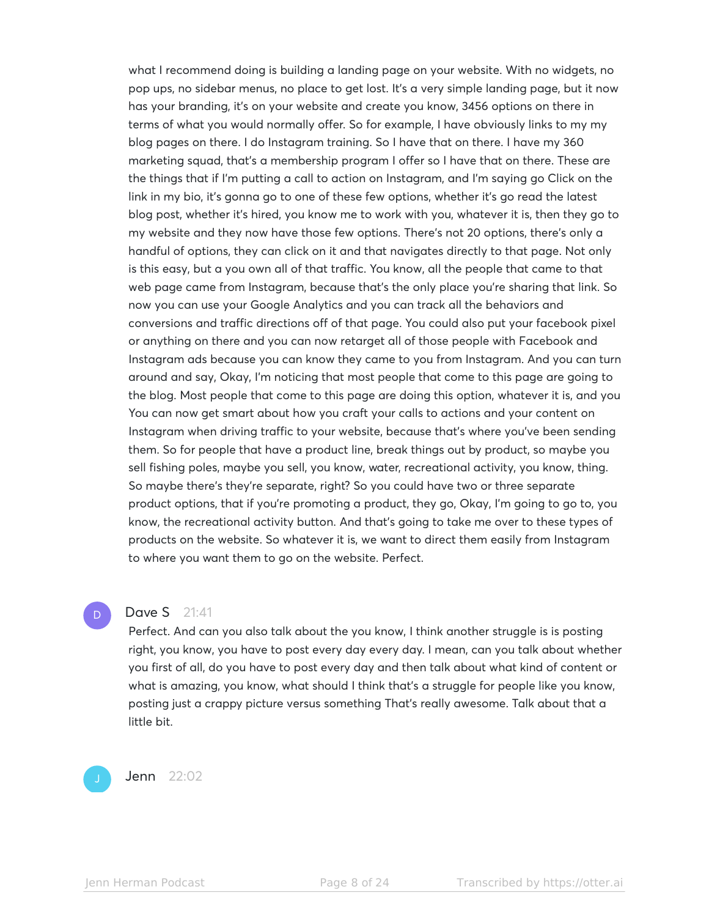what I recommend doing is building a landing page on your website. With no widgets, no pop ups, no sidebar menus, no place to get lost. It's a very simple landing page, but it now has your branding, it's on your website and create you know, 3456 options on there in terms of what you would normally offer. So for example, I have obviously links to my my blog pages on there. I do Instagram training. So I have that on there. I have my 360 marketing squad, that's a membership program I offer so I have that on there. These are the things that if I'm putting a call to action on Instagram, and I'm saying go Click on the link in my bio, it's gonna go to one of these few options, whether it's go read the latest blog post, whether it's hired, you know me to work with you, whatever it is, then they go to my website and they now have those few options. There's not 20 options, there's only a handful of options, they can click on it and that navigates directly to that page. Not only is this easy, but a you own all of that traffic. You know, all the people that came to that web page came from Instagram, because that's the only place you're sharing that link. So now you can use your Google Analytics and you can track all the behaviors and conversions and traffic directions off of that page. You could also put your facebook pixel or anything on there and you can now retarget all of those people with Facebook and Instagram ads because you can know they came to you from Instagram. And you can turn around and say, Okay, I'm noticing that most people that come to this page are going to the blog. Most people that come to this page are doing this option, whatever it is, and you You can now get smart about how you craft your calls to actions and your content on Instagram when driving traffic to your website, because that's where you've been sending them. So for people that have a product line, break things out by product, so maybe you sell fishing poles, maybe you sell, you know, water, recreational activity, you know, thing. So maybe there's they're separate, right? So you could have two or three separate product options, that if you're promoting a product, they go, Okay, I'm going to go to, you know, the recreational activity button. And that's going to take me over to these types of products on the website. So whatever it is, we want to direct them easily from Instagram to where you want them to go on the website. Perfect.

**Dave S** 21:41

Perfect. And can you also talk about the you know, I think another struggle is is posting right, you know, you have to post every day every day. I mean, can you talk about whether you first of all, do you have to post every day and then talk about what kind of content or what is amazing, you know, what should I think that's a struggle for people like you know, posting just a crappy picture versus something That's really awesome. Talk about that a little bit.

**Jenn** 22:02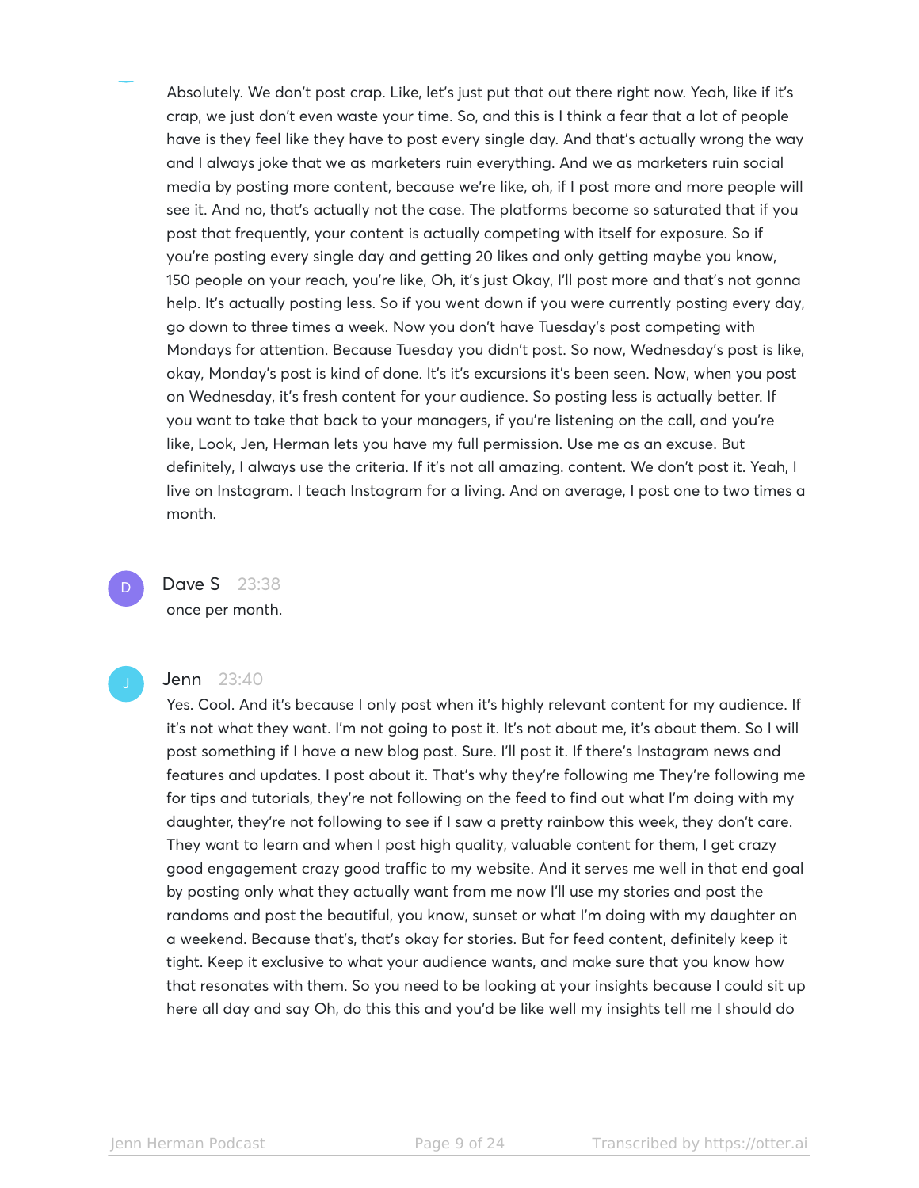Absolutely. We don't post crap. Like, let's just put that out there right now. Yeah, like if it's crap, we just don't even waste your time. So, and this is I think a fear that a lot of people have is they feel like they have to post every single day. And that's actually wrong the way and I always joke that we as marketers ruin everything. And we as marketers ruin social media by posting more content, because we're like, oh, if I post more and more people will see it. And no, that's actually not the case. The platforms become so saturated that if you post that frequently, your content is actually competing with itself for exposure. So if you're posting every single day and getting 20 likes and only getting maybe you know, 150 people on your reach, you're like, Oh, it's just Okay, I'll post more and that's not gonna help. It's actually posting less. So if you went down if you were currently posting every day, go down to three times a week. Now you don't have Tuesday's post competing with Mondays for attention. Because Tuesday you didn't post. So now, Wednesday's post is like, okay, Monday's post is kind of done. It's it's excursions it's been seen. Now, when you post on Wednesday, it's fresh content for your audience. So posting less is actually better. If you want to take that back to your managers, if you're listening on the call, and you're like, Look, Jen, Herman lets you have my full permission. Use me as an excuse. But definitely, I always use the criteria. If it's not all amazing. content. We don't post it. Yeah, I live on Instagram. I teach Instagram for a living. And on average, I post one to two times a month.

**Dave S** 23:38

once per month.

**Jenn** 23:40

Yes. Cool. And it's because I only post when it's highly relevant content for my audience. If it's not what they want. I'm not going to post it. It's not about me, it's about them. So I will post something if I have a new blog post. Sure. I'll post it. If there's Instagram news and features and updates. I post about it. That's why they're following me They're following me for tips and tutorials, they're not following on the feed to find out what I'm doing with my daughter, they're not following to see if I saw a pretty rainbow this week, they don't care. They want to learn and when I post high quality, valuable content for them, I get crazy good engagement crazy good traffic to my website. And it serves me well in that end goal by posting only what they actually want from me now I'll use my stories and post the randoms and post the beautiful, you know, sunset or what I'm doing with my daughter on a weekend. Because that's, that's okay for stories. But for feed content, definitely keep it tight. Keep it exclusive to what your audience wants, and make sure that you know how that resonates with them. So you need to be looking at your insights because I could sit up here all day and say Oh, do this this and you'd be like well my insights tell me I should do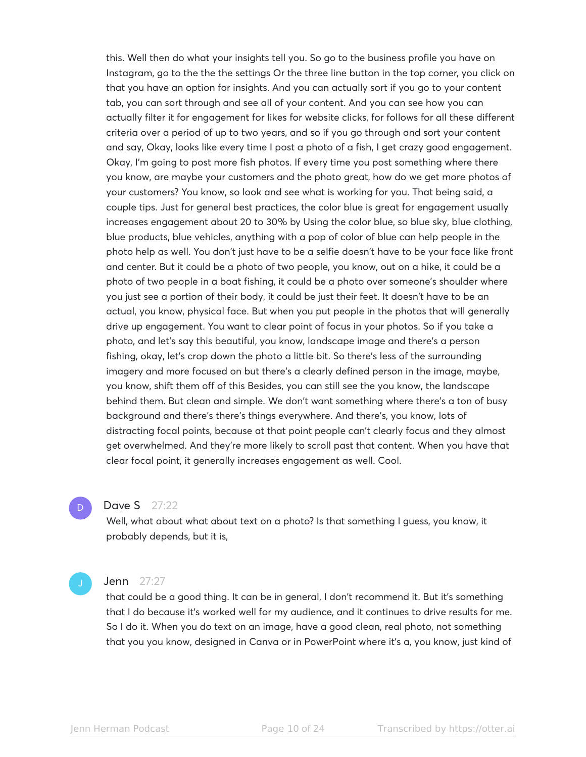this. Well then do what your insights tell you. So go to the business profile you have on Instagram, go to the the the settings Or the three line button in the top corner, you click on that you have an option for insights. And you can actually sort if you go to your content tab, you can sort through and see all of your content. And you can see how you can actually filter it for engagement for likes for website clicks, for follows for all these different criteria over a period of up to two years, and so if you go through and sort your content and say, Okay, looks like every time I post a photo of a fish, I get crazy good engagement. Okay, I'm going to post more fish photos. If every time you post something where there you know, are maybe your customers and the photo great, how do we get more photos of your customers? You know, so look and see what is working for you. That being said, a couple tips. Just for general best practices, the color blue is great for engagement usually increases engagement about 20 to 30% by Using the color blue, so blue sky, blue clothing, blue products, blue vehicles, anything with a pop of color of blue can help people in the photo help as well. You don't just have to be a selfie doesn't have to be your face like front and center. But it could be a photo of two people, you know, out on a hike, it could be a photo of two people in a boat fishing, it could be a photo over someone's shoulder where you just see a portion of their body, it could be just their feet. It doesn't have to be an actual, you know, physical face. But when you put people in the photos that will generally drive up engagement. You want to clear point of focus in your photos. So if you take a photo, and let's say this beautiful, you know, landscape image and there's a person fishing, okay, let's crop down the photo a little bit. So there's less of the surrounding imagery and more focused on but there's a clearly defined person in the image, maybe, you know, shift them off of this Besides, you can still see the you know, the landscape behind them. But clean and simple. We don't want something where there's a ton of busy background and there's there's things everywhere. And there's, you know, lots of distracting focal points, because at that point people can't clearly focus and they almost get overwhelmed. And they're more likely to scroll past that content. When you have that clear focal point, it generally increases engagement as well. Cool.

**Dave S** 27:22

Well, what about what about text on a photo? Is that something I guess, you know, it probably depends, but it is,

**Jenn** 27:27

that could be a good thing. It can be in general, I don't recommend it. But it's something that I do because it's worked well for my audience, and it continues to drive results for me. So I do it. When you do text on an image, have a good clean, real photo, not something that you you know, designed in Canva or in PowerPoint where it's a, you know, just kind of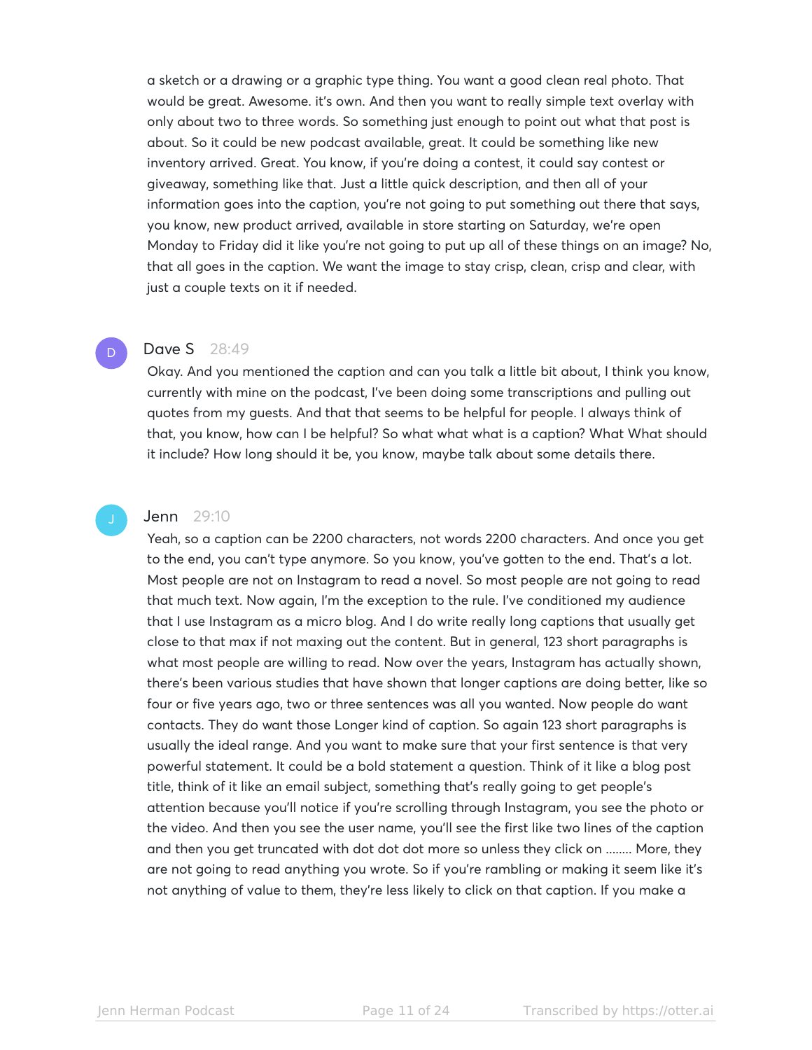a sketch or a drawing or a graphic type thing. You want a good clean real photo. That would be great. Awesome. it's own. And then you want to really simple text overlay with only about two to three words. So something just enough to point out what that post is about. So it could be new podcast available, great. It could be something like new inventory arrived. Great. You know, if you're doing a contest, it could say contest or giveaway, something like that. Just a little quick description, and then all of your information goes into the caption, you're not going to put something out there that says, you know, new product arrived, available in store starting on Saturday, we're open Monday to Friday did it like you're not going to put up all of these things on an image? No, that all goes in the caption. We want the image to stay crisp, clean, crisp and clear, with just a couple texts on it if needed.

**Dave S** 28:49

Okay. And you mentioned the caption and can you talk a little bit about, I think you know, currently with mine on the podcast, I've been doing some transcriptions and pulling out quotes from my guests. And that that seems to be helpful for people. I always think of that, you know, how can I be helpful? So what what what is a caption? What What should it include? How long should it be, you know, maybe talk about some details there.

**Jenn** 29:10

Yeah, so a caption can be 2200 characters, not words 2200 characters. And once you get to the end, you can't type anymore. So you know, you've gotten to the end. That's a lot. Most people are not on Instagram to read a novel. So most people are not going to read that much text. Now again, I'm the exception to the rule. I've conditioned my audience that I use Instagram as a micro blog. And I do write really long captions that usually get close to that max if not maxing out the content. But in general, 123 short paragraphs is what most people are willing to read. Now over the years, Instagram has actually shown, there's been various studies that have shown that longer captions are doing better, like so four or five years ago, two or three sentences was all you wanted. Now people do want contacts. They do want those Longer kind of caption. So again 123 short paragraphs is usually the ideal range. And you want to make sure that your first sentence is that very powerful statement. It could be a bold statement a question. Think of it like a blog post title, think of it like an email subject, something that's really going to get people's attention because you'll notice if you're scrolling through Instagram, you see the photo or the video. And then you see the user name, you'll see the first like two lines of the caption and then you get truncated with dot dot dot more so unless they click on ........ More, they are not going to read anything you wrote. So if you're rambling or making it seem like it's not anything of value to them, they're less likely to click on that caption. If you make a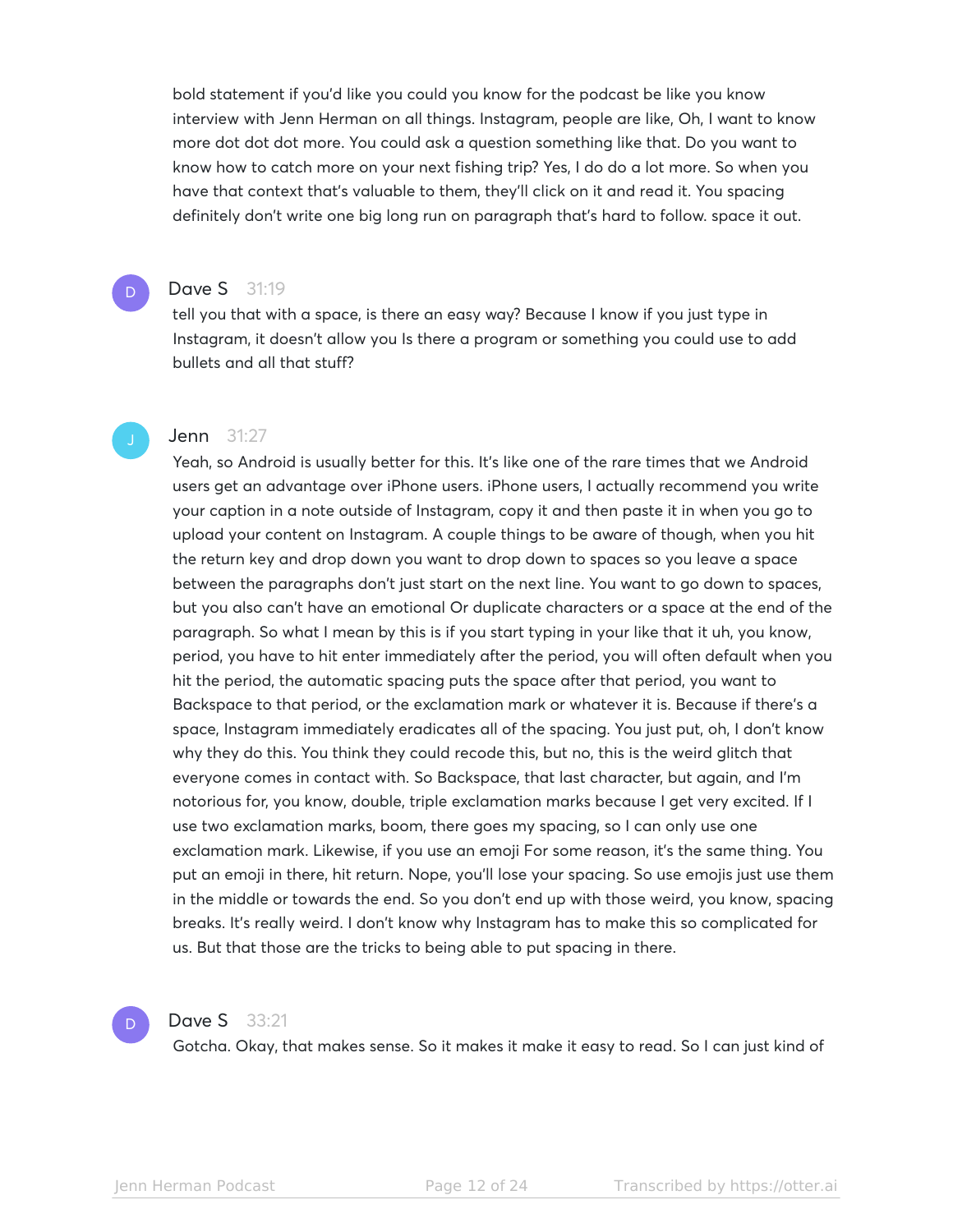bold statement if you'd like you could you know for the podcast be like you know interview with Jenn Herman on all things. Instagram, people are like, Oh, I want to know more dot dot dot more. You could ask a question something like that. Do you want to know how to catch more on your next fishing trip? Yes, I do do a lot more. So when you have that context that's valuable to them, they'll click on it and read it. You spacing definitely don't write one big long run on paragraph that's hard to follow. space it out.

**Dave S** 31:19

tell you that with a space, is there an easy way? Because I know if you just type in Instagram, it doesn't allow you Is there a program or something you could use to add bullets and all that stuff?

**Jenn** 31:27

Yeah, so Android is usually better for this. It's like one of the rare times that we Android users get an advantage over iPhone users. iPhone users, I actually recommend you write your caption in a note outside of Instagram, copy it and then paste it in when you go to upload your content on Instagram. A couple things to be aware of though, when you hit the return key and drop down you want to drop down to spaces so you leave a space between the paragraphs don't just start on the next line. You want to go down to spaces, but you also can't have an emotional Or duplicate characters or a space at the end of the paragraph. So what I mean by this is if you start typing in your like that it uh, you know, period, you have to hit enter immediately after the period, you will often default when you hit the period, the automatic spacing puts the space after that period, you want to Backspace to that period, or the exclamation mark or whatever it is. Because if there's a space, Instagram immediately eradicates all of the spacing. You just put, oh, I don't know why they do this. You think they could recode this, but no, this is the weird glitch that everyone comes in contact with. So Backspace, that last character, but again, and I'm notorious for, you know, double, triple exclamation marks because I get very excited. If I use two exclamation marks, boom, there goes my spacing, so I can only use one exclamation mark. Likewise, if you use an emoji For some reason, it's the same thing. You put an emoji in there, hit return. Nope, you'll lose your spacing. So use emojis just use them in the middle or towards the end. So you don't end up with those weird, you know, spacing breaks. It's really weird. I don't know why Instagram has to make this so complicated for us. But that those are the tricks to being able to put spacing in there.

**Dave S** 33:21

Gotcha. Okay, that makes sense. So it makes it make it easy to read. So I can just kind of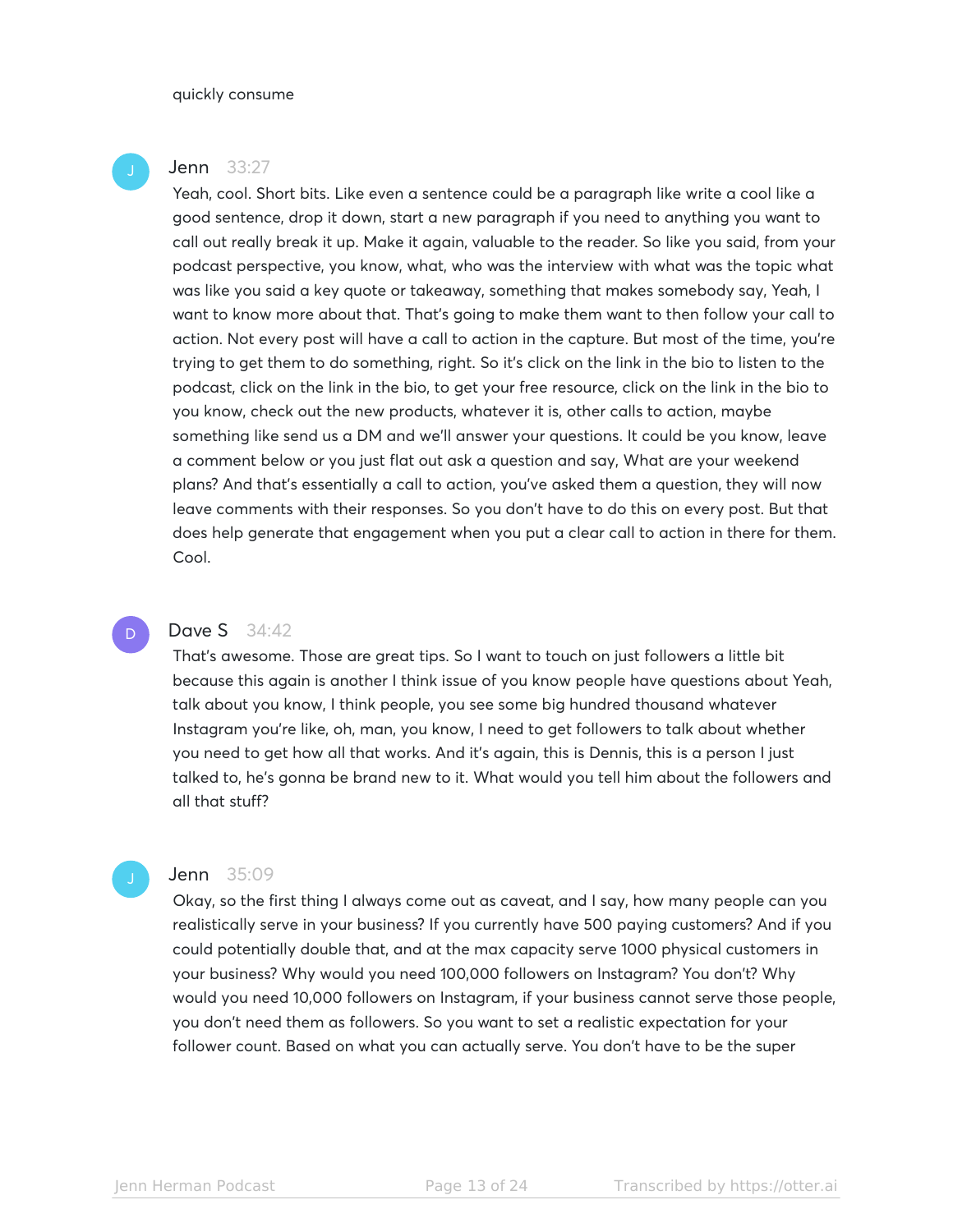quickly consume

**Jenn** 33:27

Yeah, cool. Short bits. Like even a sentence could be a paragraph like write a cool like a good sentence, drop it down, start a new paragraph if you need to anything you want to call out really break it up. Make it again, valuable to the reader. So like you said, from your podcast perspective, you know, what, who was the interview with what was the topic what was like you said a key quote or takeaway, something that makes somebody say, Yeah, I want to know more about that. That's going to make them want to then follow your call to action. Not every post will have a call to action in the capture. But most of the time, you're trying to get them to do something, right. So it's click on the link in the bio to listen to the podcast, click on the link in the bio, to get your free resource, click on the link in the bio to you know, check out the new products, whatever it is, other calls to action, maybe something like send us a DM and we'll answer your questions. It could be you know, leave a comment below or you just flat out ask a question and say, What are your weekend plans? And that's essentially a call to action, you've asked them a question, they will now leave comments with their responses. So you don't have to do this on every post. But that does help generate that engagement when you put a clear call to action in there for them. Cool.

**Dave S** 34:42

That's awesome. Those are great tips. So I want to touch on just followers a little bit because this again is another I think issue of you know people have questions about Yeah, talk about you know, I think people, you see some big hundred thousand whatever Instagram you're like, oh, man, you know, I need to get followers to talk about whether you need to get how all that works. And it's again, this is Dennis, this is a person I just talked to, he's gonna be brand new to it. What would you tell him about the followers and all that stuff?

**Jenn** 35:09

Okay, so the first thing I always come out as caveat, and I say, how many people can you realistically serve in your business? If you currently have 500 paying customers? And if you could potentially double that, and at the max capacity serve 1000 physical customers in your business? Why would you need 100,000 followers on Instagram? You don't? Why would you need 10,000 followers on Instagram, if your business cannot serve those people, you don't need them as followers. So you want to set a realistic expectation for your follower count. Based on what you can actually serve. You don't have to be the super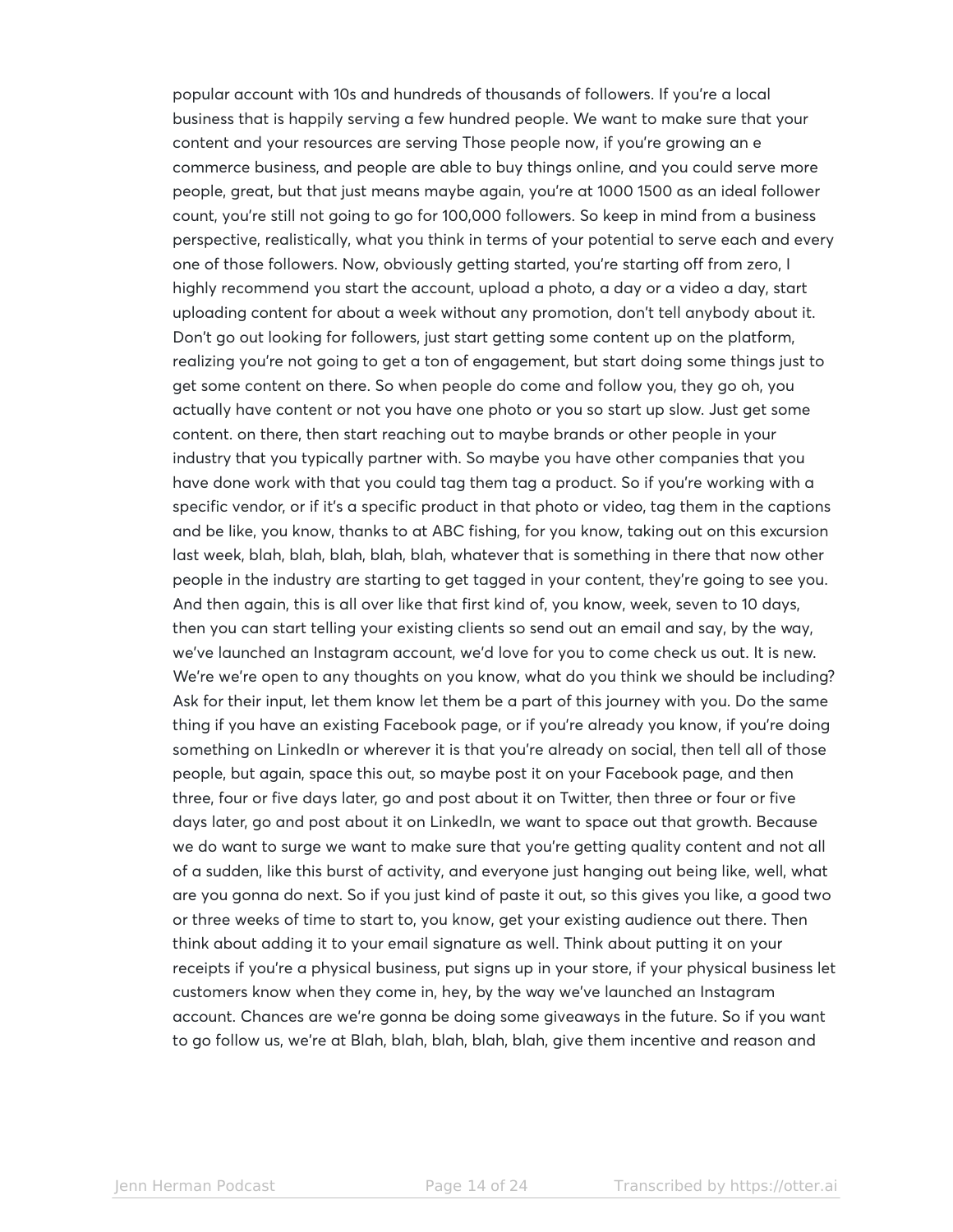popular account with 10s and hundreds of thousands of followers. If you're a local business that is happily serving a few hundred people. We want to make sure that your content and your resources are serving Those people now, if you're growing an e commerce business, and people are able to buy things online, and you could serve more people, great, but that just means maybe again, you're at 1000 1500 as an ideal follower count, you're still not going to go for 100,000 followers. So keep in mind from a business perspective, realistically, what you think in terms of your potential to serve each and every one of those followers. Now, obviously getting started, you're starting off from zero, I highly recommend you start the account, upload a photo, a day or a video a day, start uploading content for about a week without any promotion, don't tell anybody about it. Don't go out looking for followers, just start getting some content up on the platform, realizing you're not going to get a ton of engagement, but start doing some things just to get some content on there. So when people do come and follow you, they go oh, you actually have content or not you have one photo or you so start up slow. Just get some content. on there, then start reaching out to maybe brands or other people in your industry that you typically partner with. So maybe you have other companies that you have done work with that you could tag them tag a product. So if you're working with a specific vendor, or if it's a specific product in that photo or video, tag them in the captions and be like, you know, thanks to at ABC fishing, for you know, taking out on this excursion last week, blah, blah, blah, blah, blah, whatever that is something in there that now other people in the industry are starting to get tagged in your content, they're going to see you. And then again, this is all over like that first kind of, you know, week, seven to 10 days, then you can start telling your existing clients so send out an email and say, by the way, we've launched an Instagram account, we'd love for you to come check us out. It is new. We're we're open to any thoughts on you know, what do you think we should be including? Ask for their input, let them know let them be a part of this journey with you. Do the same thing if you have an existing Facebook page, or if you're already you know, if you're doing something on LinkedIn or wherever it is that you're already on social, then tell all of those people, but again, space this out, so maybe post it on your Facebook page, and then three, four or five days later, go and post about it on Twitter, then three or four or five days later, go and post about it on LinkedIn, we want to space out that growth. Because we do want to surge we want to make sure that you're getting quality content and not all of a sudden, like this burst of activity, and everyone just hanging out being like, well, what are you gonna do next. So if you just kind of paste it out, so this gives you like, a good two or three weeks of time to start to, you know, get your existing audience out there. Then think about adding it to your email signature as well. Think about putting it on your receipts if you're a physical business, put signs up in your store, if your physical business let customers know when they come in, hey, by the way we've launched an Instagram account. Chances are we're gonna be doing some giveaways in the future. So if you want to go follow us, we're at Blah, blah, blah, blah, blah, give them incentive and reason and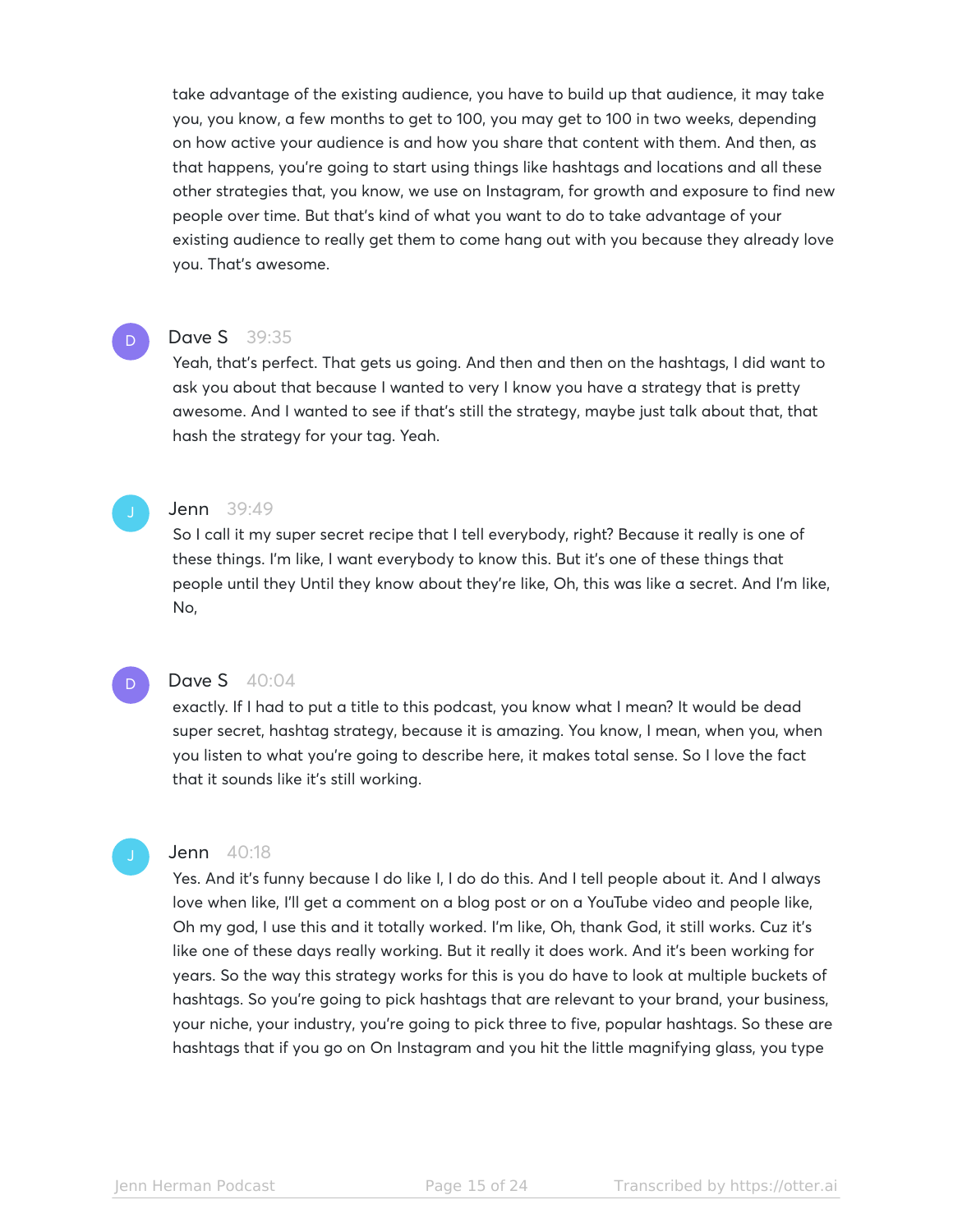take advantage of the existing audience, you have to build up that audience, it may take you, you know, a few months to get to 100, you may get to 100 in two weeks, depending on how active your audience is and how you share that content with them. And then, as that happens, you're going to start using things like hashtags and locations and all these other strategies that, you know, we use on Instagram, for growth and exposure to find new people over time. But that's kind of what you want to do to take advantage of your existing audience to really get them to come hang out with you because they already love you. That's awesome.

**Dave S** 39:35

Yeah, that's perfect. That gets us going. And then and then on the hashtags, I did want to ask you about that because I wanted to very I know you have a strategy that is pretty awesome. And I wanted to see if that's still the strategy, maybe just talk about that, that hash the strategy for your tag. Yeah.

**Jenn** 39:49

So I call it my super secret recipe that I tell everybody, right? Because it really is one of these things. I'm like, I want everybody to know this. But it's one of these things that people until they Until they know about they're like, Oh, this was like a secret. And I'm like, No,

**Dave S** 40:04

exactly. If I had to put a title to this podcast, you know what I mean? It would be dead super secret, hashtag strategy, because it is amazing. You know, I mean, when you, when you listen to what you're going to describe here, it makes total sense. So I love the fact that it sounds like it's still working.

**Jenn** 40:18

Yes. And it's funny because I do like I, I do do this. And I tell people about it. And I always love when like, I'll get a comment on a blog post or on a YouTube video and people like, Oh my god, I use this and it totally worked. I'm like, Oh, thank God, it still works. Cuz it's like one of these days really working. But it really it does work. And it's been working for years. So the way this strategy works for this is you do have to look at multiple buckets of hashtags. So you're going to pick hashtags that are relevant to your brand, your business, your niche, your industry, you're going to pick three to five, popular hashtags. So these are hashtags that if you go on On Instagram and you hit the little magnifying glass, you type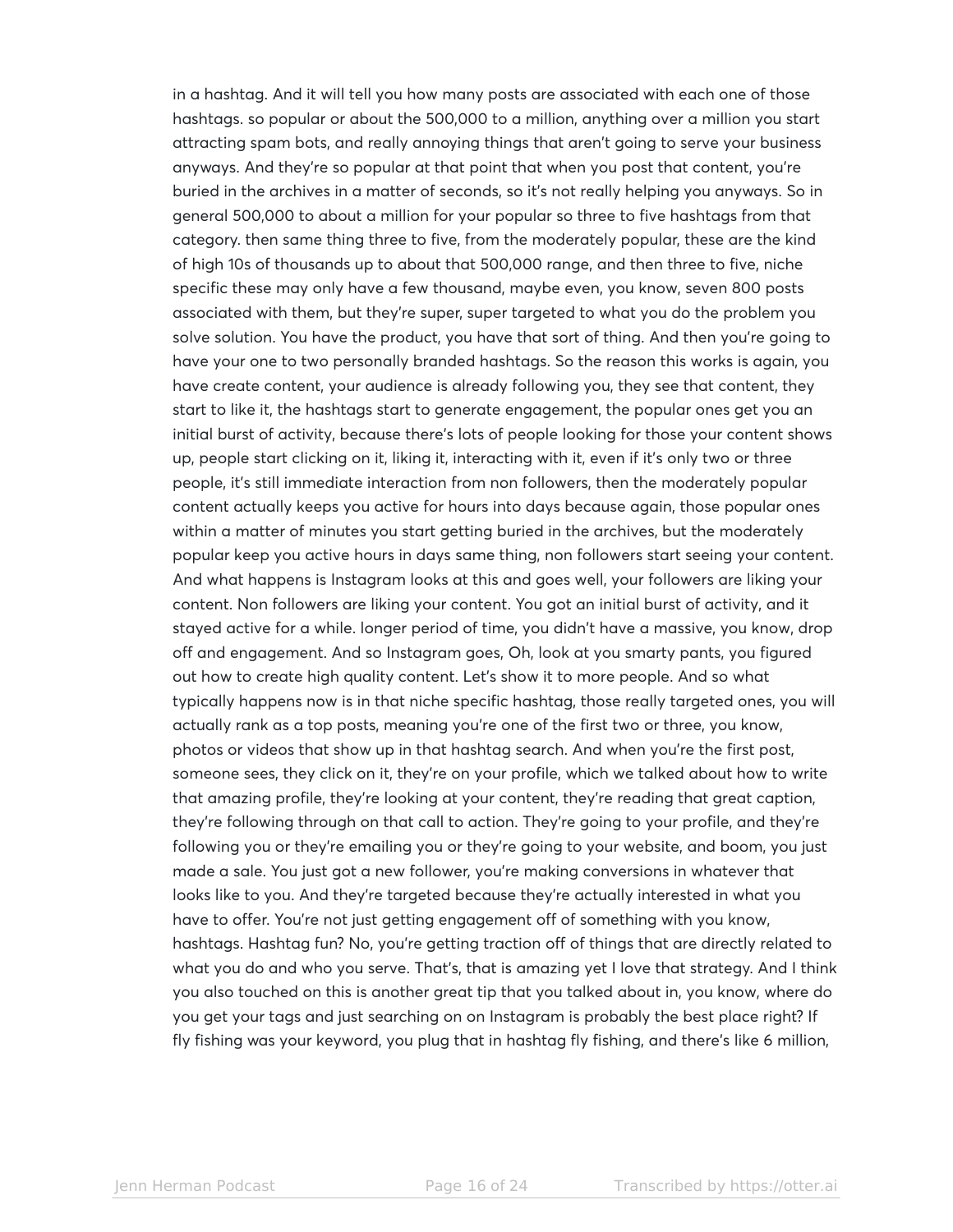in a hashtag. And it will tell you how many posts are associated with each one of those hashtags. so popular or about the 500,000 to a million, anything over a million you start attracting spam bots, and really annoying things that aren't going to serve your business anyways. And they're so popular at that point that when you post that content, you're buried in the archives in a matter of seconds, so it's not really helping you anyways. So in general 500,000 to about a million for your popular so three to five hashtags from that category. then same thing three to five, from the moderately popular, these are the kind of high 10s of thousands up to about that 500,000 range, and then three to five, niche specific these may only have a few thousand, maybe even, you know, seven 800 posts associated with them, but they're super, super targeted to what you do the problem you solve solution. You have the product, you have that sort of thing. And then you're going to have your one to two personally branded hashtags. So the reason this works is again, you have create content, your audience is already following you, they see that content, they start to like it, the hashtags start to generate engagement, the popular ones get you an initial burst of activity, because there's lots of people looking for those your content shows up, people start clicking on it, liking it, interacting with it, even if it's only two or three people, it's still immediate interaction from non followers, then the moderately popular content actually keeps you active for hours into days because again, those popular ones within a matter of minutes you start getting buried in the archives, but the moderately popular keep you active hours in days same thing, non followers start seeing your content. And what happens is Instagram looks at this and goes well, your followers are liking your content. Non followers are liking your content. You got an initial burst of activity, and it stayed active for a while. longer period of time, you didn't have a massive, you know, drop off and engagement. And so Instagram goes, Oh, look at you smarty pants, you figured out how to create high quality content. Let's show it to more people. And so what typically happens now is in that niche specific hashtag, those really targeted ones, you will actually rank as a top posts, meaning you're one of the first two or three, you know, photos or videos that show up in that hashtag search. And when you're the first post, someone sees, they click on it, they're on your profile, which we talked about how to write that amazing profile, they're looking at your content, they're reading that great caption, they're following through on that call to action. They're going to your profile, and they're following you or they're emailing you or they're going to your website, and boom, you just made a sale. You just got a new follower, you're making conversions in whatever that looks like to you. And they're targeted because they're actually interested in what you have to offer. You're not just getting engagement off of something with you know, hashtags. Hashtag fun? No, you're getting traction off of things that are directly related to what you do and who you serve. That's, that is amazing yet I love that strategy. And I think you also touched on this is another great tip that you talked about in, you know, where do you get your tags and just searching on on Instagram is probably the best place right? If fly fishing was your keyword, you plug that in hashtag fly fishing, and there's like 6 million,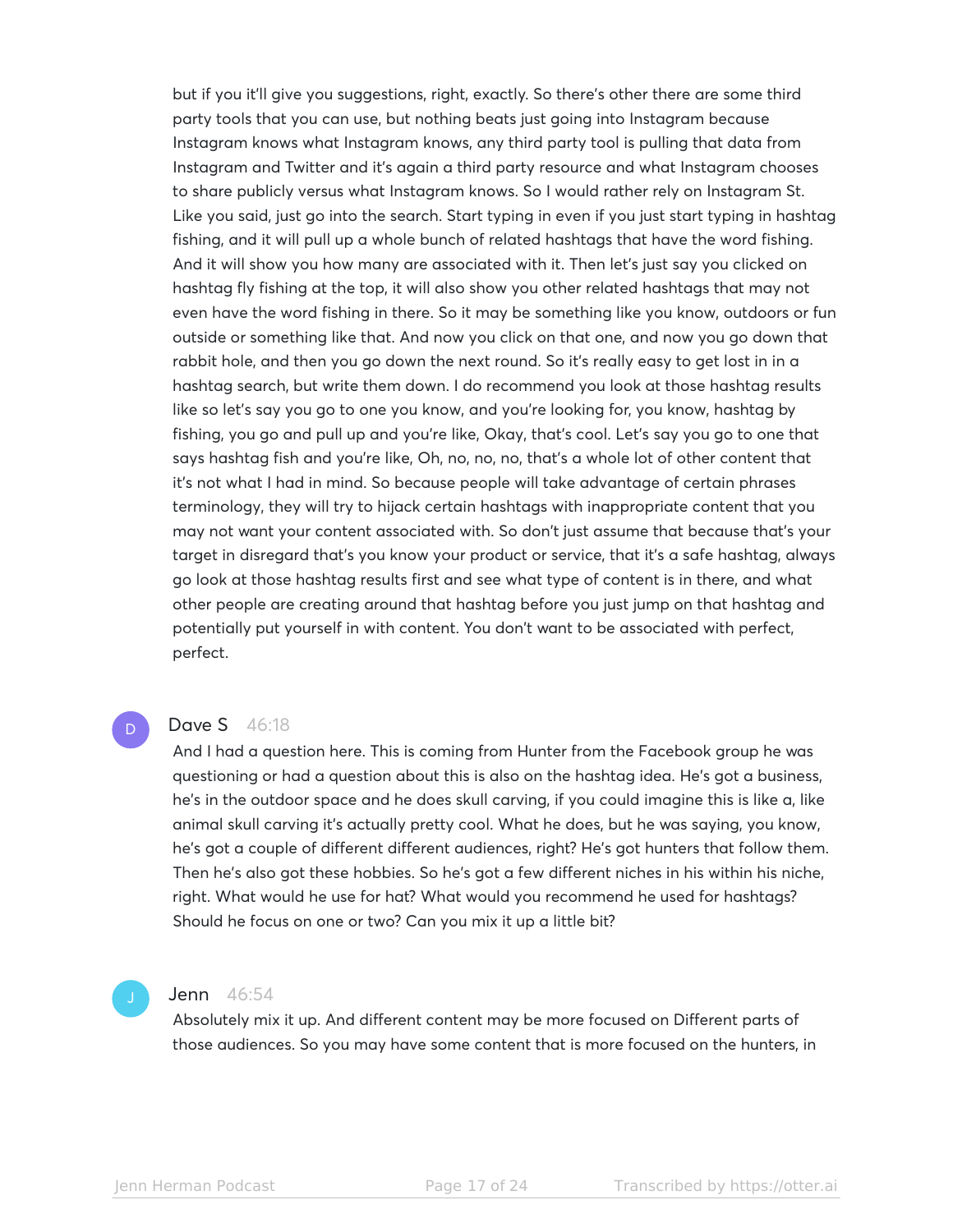but if you it'll give you suggestions, right, exactly. So there's other there are some third party tools that you can use, but nothing beats just going into Instagram because Instagram knows what Instagram knows, any third party tool is pulling that data from Instagram and Twitter and it's again a third party resource and what Instagram chooses to share publicly versus what Instagram knows. So I would rather rely on Instagram St. Like you said, just go into the search. Start typing in even if you just start typing in hashtag fishing, and it will pull up a whole bunch of related hashtags that have the word fishing. And it will show you how many are associated with it. Then let's just say you clicked on hashtag fly fishing at the top, it will also show you other related hashtags that may not even have the word fishing in there. So it may be something like you know, outdoors or fun outside or something like that. And now you click on that one, and now you go down that rabbit hole, and then you go down the next round. So it's really easy to get lost in in a hashtag search, but write them down. I do recommend you look at those hashtag results like so let's say you go to one you know, and you're looking for, you know, hashtag by fishing, you go and pull up and you're like, Okay, that's cool. Let's say you go to one that says hashtag fish and you're like, Oh, no, no, no, that's a whole lot of other content that it's not what I had in mind. So because people will take advantage of certain phrases terminology, they will try to hijack certain hashtags with inappropriate content that you may not want your content associated with. So don't just assume that because that's your target in disregard that's you know your product or service, that it's a safe hashtag, always go look at those hashtag results first and see what type of content is in there, and what other people are creating around that hashtag before you just jump on that hashtag and potentially put yourself in with content. You don't want to be associated with perfect, perfect.

**Dave S** 46:18

And I had a question here. This is coming from Hunter from the Facebook group he was questioning or had a question about this is also on the hashtag idea. He's got a business, he's in the outdoor space and he does skull carving, if you could imagine this is like a, like animal skull carving it's actually pretty cool. What he does, but he was saying, you know, he's got a couple of different different audiences, right? He's got hunters that follow them. Then he's also got these hobbies. So he's got a few different niches in his within his niche, right. What would he use for hat? What would you recommend he used for hashtags? Should he focus on one or two? Can you mix it up a little bit?

**Jenn** 46:54

Absolutely mix it up. And different content may be more focused on Different parts of those audiences. So you may have some content that is more focused on the hunters, in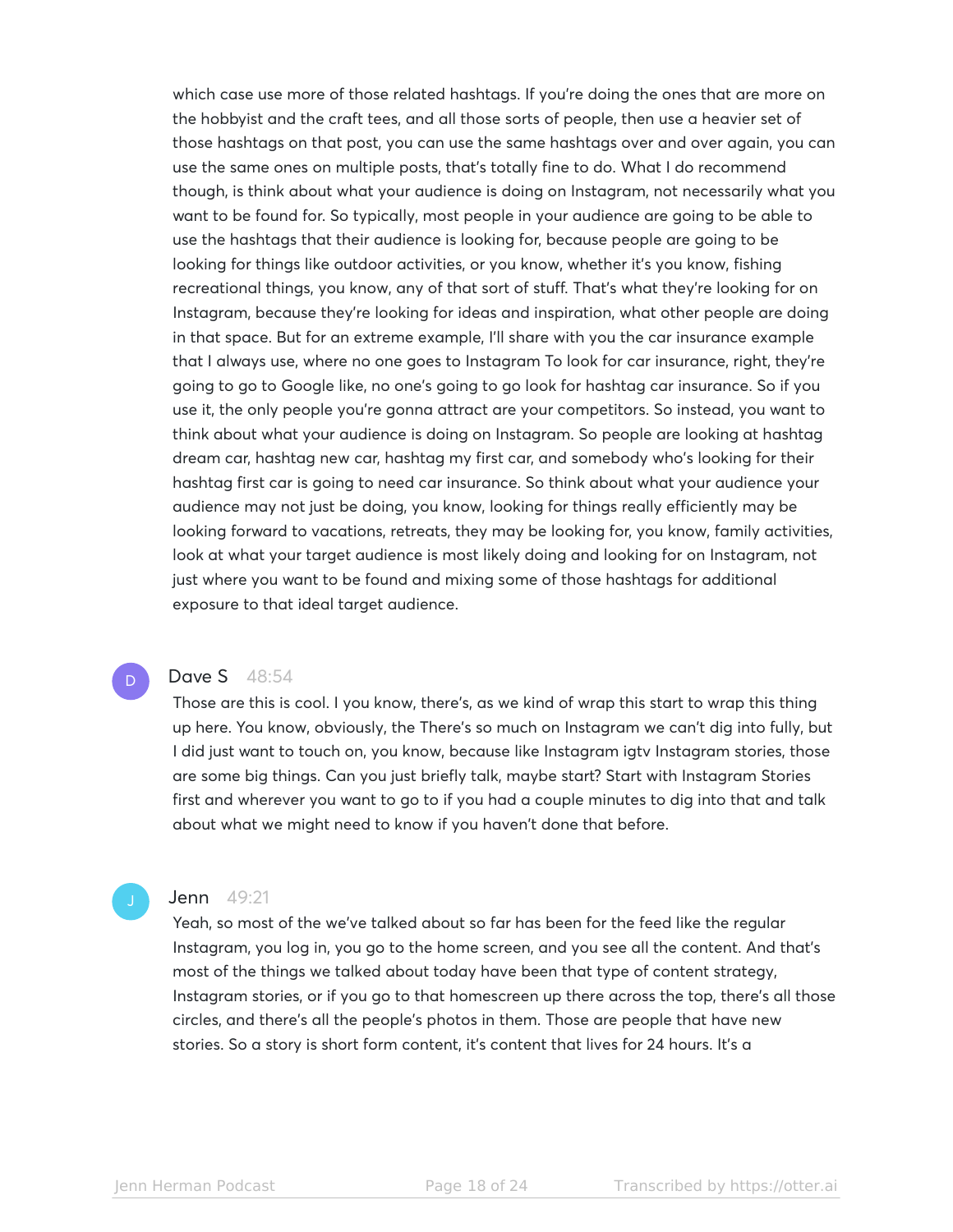which case use more of those related hashtags. If you're doing the ones that are more on the hobbyist and the craft tees, and all those sorts of people, then use a heavier set of those hashtags on that post, you can use the same hashtags over and over again, you can use the same ones on multiple posts, that's totally fine to do. What I do recommend though, is think about what your audience is doing on Instagram, not necessarily what you want to be found for. So typically, most people in your audience are going to be able to use the hashtags that their audience is looking for, because people are going to be looking for things like outdoor activities, or you know, whether it's you know, fishing recreational things, you know, any of that sort of stuff. That's what they're looking for on Instagram, because they're looking for ideas and inspiration, what other people are doing in that space. But for an extreme example, I'll share with you the car insurance example that I always use, where no one goes to Instagram To look for car insurance, right, they're going to go to Google like, no one's going to go look for hashtag car insurance. So if you use it, the only people you're gonna attract are your competitors. So instead, you want to think about what your audience is doing on Instagram. So people are looking at hashtag dream car, hashtag new car, hashtag my first car, and somebody who's looking for their hashtag first car is going to need car insurance. So think about what your audience your audience may not just be doing, you know, looking for things really efficiently may be looking forward to vacations, retreats, they may be looking for, you know, family activities, look at what your target audience is most likely doing and looking for on Instagram, not just where you want to be found and mixing some of those hashtags for additional exposure to that ideal target audience.

**Dave S** 48:54

Those are this is cool. I you know, there's, as we kind of wrap this start to wrap this thing up here. You know, obviously, the There's so much on Instagram we can't dig into fully, but I did just want to touch on, you know, because like Instagram igtv Instagram stories, those are some big things. Can you just briefly talk, maybe start? Start with Instagram Stories first and wherever you want to go to if you had a couple minutes to dig into that and talk about what we might need to know if you haven't done that before.

**Jenn** 49:21

Yeah, so most of the we've talked about so far has been for the feed like the regular Instagram, you log in, you go to the home screen, and you see all the content. And that's most of the things we talked about today have been that type of content strategy, Instagram stories, or if you go to that homescreen up there across the top, there's all those circles, and there's all the people's photos in them. Those are people that have new stories. So a story is short form content, it's content that lives for 24 hours. It's a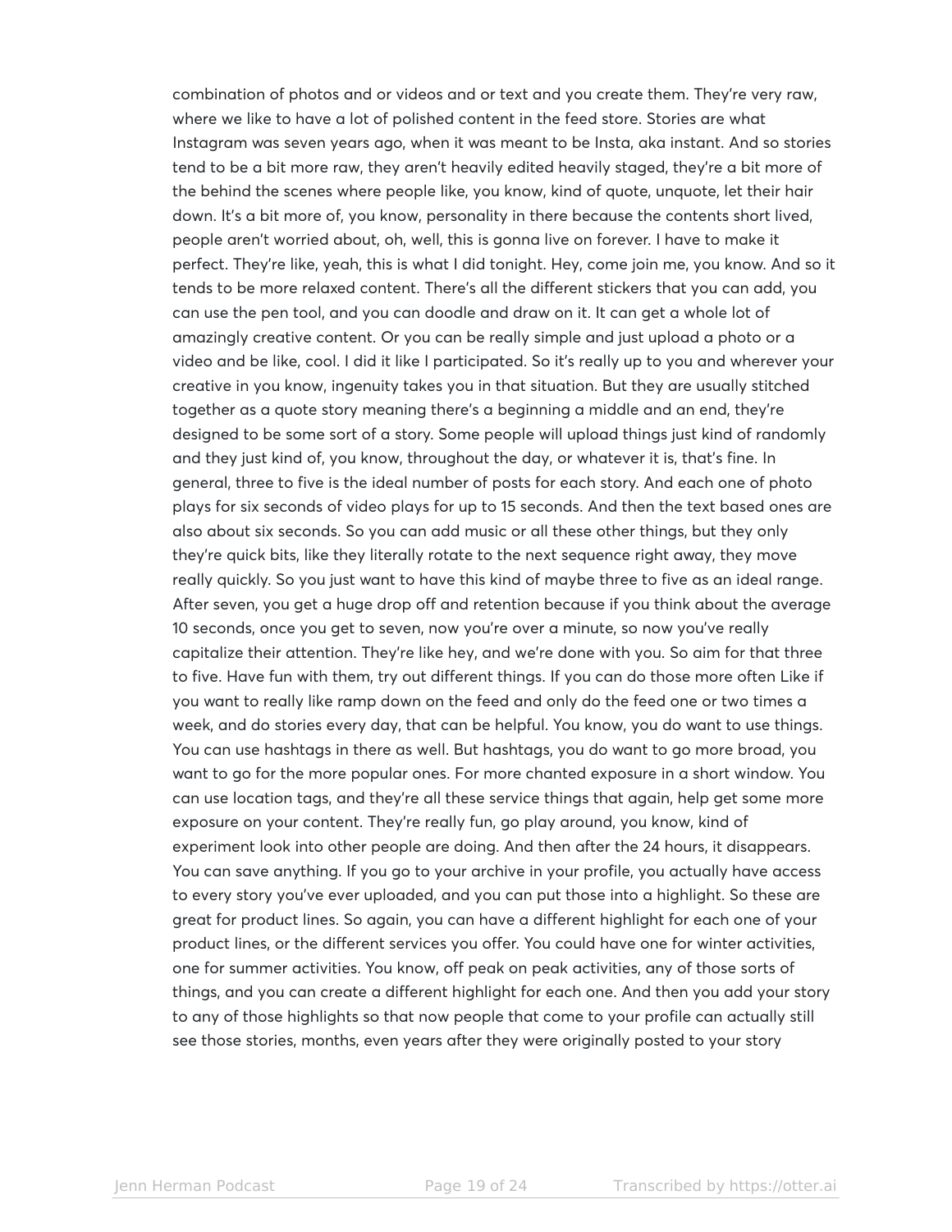combination of photos and or videos and or text and you create them. They're very raw, where we like to have a lot of polished content in the feed store. Stories are what Instagram was seven years ago, when it was meant to be Insta, aka instant. And so stories tend to be a bit more raw, they aren't heavily edited heavily staged, they're a bit more of the behind the scenes where people like, you know, kind of quote, unquote, let their hair down. It's a bit more of, you know, personality in there because the contents short lived, people aren't worried about, oh, well, this is gonna live on forever. I have to make it perfect. They're like, yeah, this is what I did tonight. Hey, come join me, you know. And so it tends to be more relaxed content. There's all the different stickers that you can add, you can use the pen tool, and you can doodle and draw on it. It can get a whole lot of amazingly creative content. Or you can be really simple and just upload a photo or a video and be like, cool. I did it like I participated. So it's really up to you and wherever your creative in you know, ingenuity takes you in that situation. But they are usually stitched together as a quote story meaning there's a beginning a middle and an end, they're designed to be some sort of a story. Some people will upload things just kind of randomly and they just kind of, you know, throughout the day, or whatever it is, that's fine. In general, three to five is the ideal number of posts for each story. And each one of photo plays for six seconds of video plays for up to 15 seconds. And then the text based ones are also about six seconds. So you can add music or all these other things, but they only they're quick bits, like they literally rotate to the next sequence right away, they move really quickly. So you just want to have this kind of maybe three to five as an ideal range. After seven, you get a huge drop off and retention because if you think about the average 10 seconds, once you get to seven, now you're over a minute, so now you've really capitalize their attention. They're like hey, and we're done with you. So aim for that three to five. Have fun with them, try out different things. If you can do those more often Like if you want to really like ramp down on the feed and only do the feed one or two times a week, and do stories every day, that can be helpful. You know, you do want to use things. You can use hashtags in there as well. But hashtags, you do want to go more broad, you want to go for the more popular ones. For more chanted exposure in a short window. You can use location tags, and they're all these service things that again, help get some more exposure on your content. They're really fun, go play around, you know, kind of experiment look into other people are doing. And then after the 24 hours, it disappears. You can save anything. If you go to your archive in your profile, you actually have access to every story you've ever uploaded, and you can put those into a highlight. So these are great for product lines. So again, you can have a different highlight for each one of your product lines, or the different services you offer. You could have one for winter activities, one for summer activities. You know, off peak on peak activities, any of those sorts of things, and you can create a different highlight for each one. And then you add your story to any of those highlights so that now people that come to your profile can actually still see those stories, months, even years after they were originally posted to your story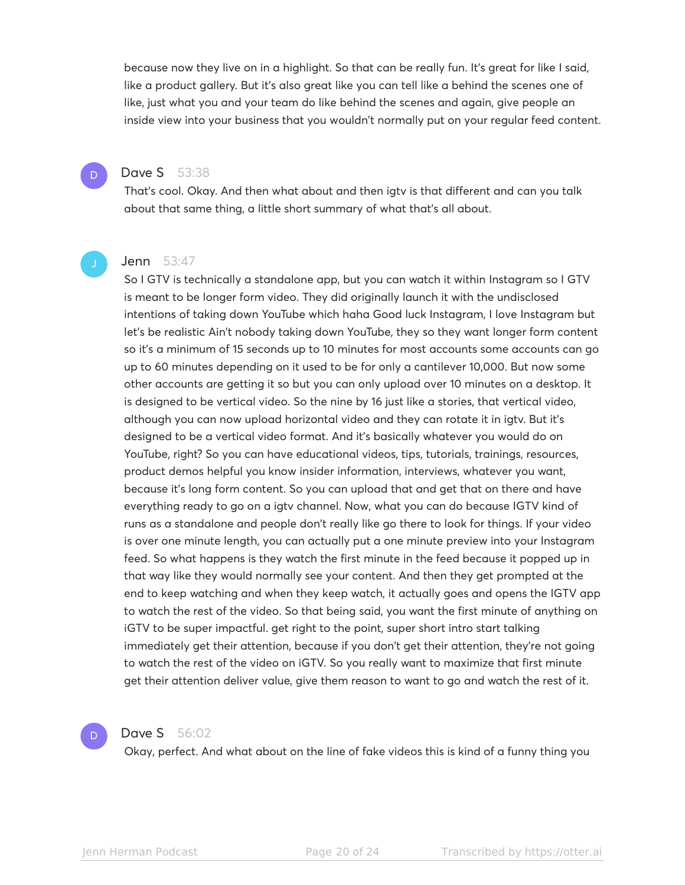because now they live on in a highlight. So that can be really fun. It's great for like I said, like a product gallery. But it's also great like you can tell like a behind the scenes one of like, just what you and your team do like behind the scenes and again, give people an inside view into your business that you wouldn't normally put on your regular feed content.

**Dave S** 53:38

That's cool. Okay. And then what about and then igtv is that different and can you talk about that same thing, a little short summary of what that's all about.

**Jenn** 53:47

So I GTV is technically a standalone app, but you can watch it within Instagram so I GTV is meant to be longer form video. They did originally launch it with the undisclosed intentions of taking down YouTube which haha Good luck Instagram, I love Instagram but let's be realistic Ain't nobody taking down YouTube, they so they want longer form content so it's a minimum of 15 seconds up to 10 minutes for most accounts some accounts can go up to 60 minutes depending on it used to be for only a cantilever 10,000. But now some other accounts are getting it so but you can only upload over 10 minutes on a desktop. It is designed to be vertical video. So the nine by 16 just like a stories, that vertical video, although you can now upload horizontal video and they can rotate it in igtv. But it's designed to be a vertical video format. And it's basically whatever you would do on YouTube, right? So you can have educational videos, tips, tutorials, trainings, resources, product demos helpful you know insider information, interviews, whatever you want, because it's long form content. So you can upload that and get that on there and have everything ready to go on a igtv channel. Now, what you can do because IGTV kind of runs as a standalone and people don't really like go there to look for things. If your video is over one minute length, you can actually put a one minute preview into your Instagram feed. So what happens is they watch the first minute in the feed because it popped up in that way like they would normally see your content. And then they get prompted at the end to keep watching and when they keep watch, it actually goes and opens the IGTV app to watch the rest of the video. So that being said, you want the first minute of anything on iGTV to be super impactful. get right to the point, super short intro start talking immediately get their attention, because if you don't get their attention, they're not going to watch the rest of the video on iGTV. So you really want to maximize that first minute get their attention deliver value, give them reason to want to go and watch the rest of it.

**Dave S** 56:02

Okay, perfect. And what about on the line of fake videos this is kind of a funny thing you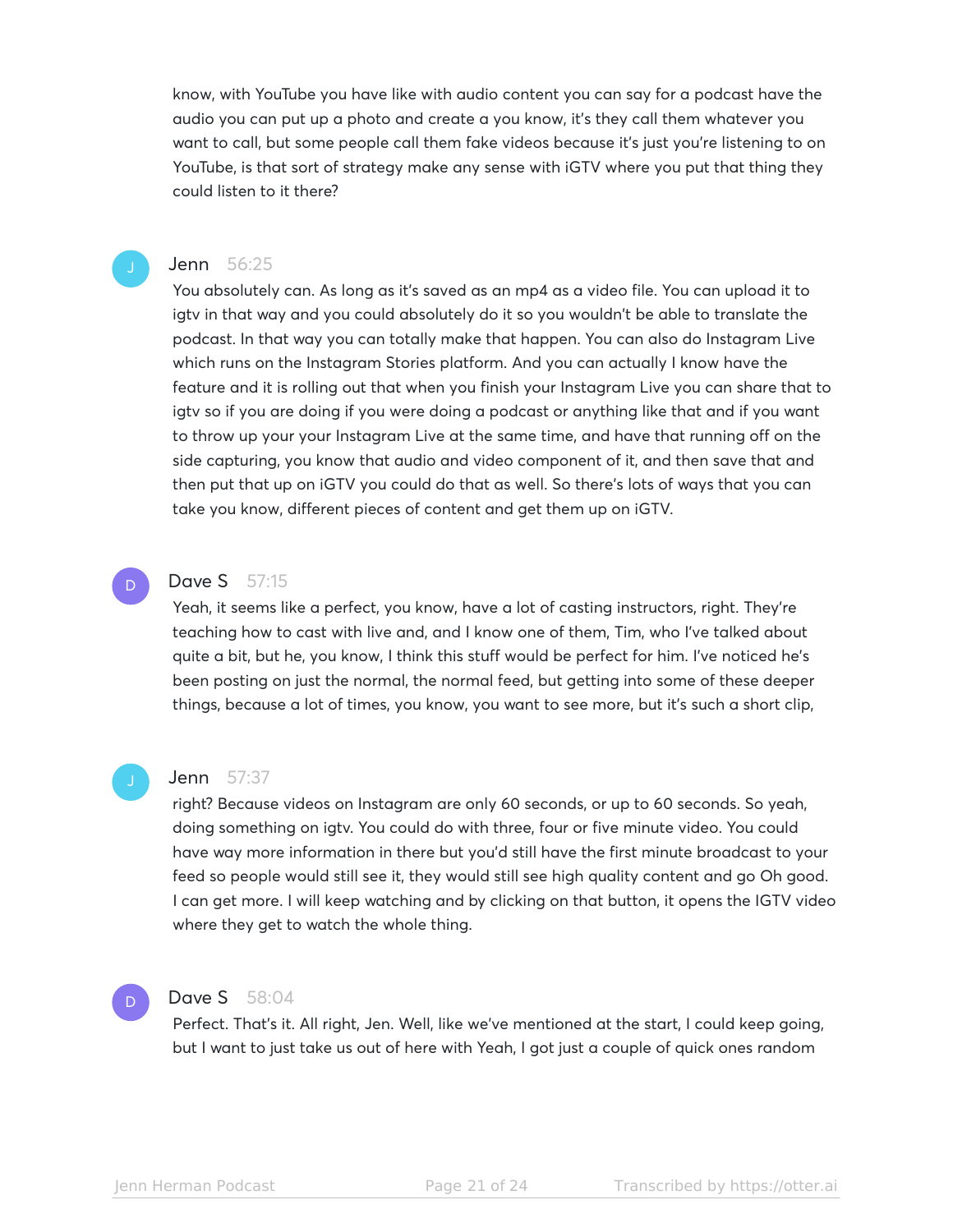know, with YouTube you have like with audio content you can say for a podcast have the audio you can put up a photo and create a you know, it's they call them whatever you want to call, but some people call them fake videos because it's just you're listening to on YouTube, is that sort of strategy make any sense with iGTV where you put that thing they could listen to it there?

**Jenn** 56:25

You absolutely can. As long as it's saved as an mp4 as a video file. You can upload it to igtv in that way and you could absolutely do it so you wouldn't be able to translate the podcast. In that way you can totally make that happen. You can also do Instagram Live which runs on the Instagram Stories platform. And you can actually I know have the feature and it is rolling out that when you finish your Instagram Live you can share that to igtv so if you are doing if you were doing a podcast or anything like that and if you want to throw up your your Instagram Live at the same time, and have that running off on the side capturing, you know that audio and video component of it, and then save that and then put that up on iGTV you could do that as well. So there's lots of ways that you can take you know, different pieces of content and get them up on iGTV.

**Dave S** 57:15

Yeah, it seems like a perfect, you know, have a lot of casting instructors, right. They're teaching how to cast with live and, and I know one of them, Tim, who I've talked about quite a bit, but he, you know, I think this stuff would be perfect for him. I've noticed he's been posting on just the normal, the normal feed, but getting into some of these deeper things, because a lot of times, you know, you want to see more, but it's such a short clip,

**Jenn** 57:37

right? Because videos on Instagram are only 60 seconds, or up to 60 seconds. So yeah, doing something on igtv. You could do with three, four or five minute video. You could have way more information in there but you'd still have the first minute broadcast to your feed so people would still see it, they would still see high quality content and go Oh good. I can get more. I will keep watching and by clicking on that button, it opens the IGTV video where they get to watch the whole thing.

**Dave S** 58:04

Perfect. That's it. All right, Jen. Well, like we've mentioned at the start, I could keep going, but I want to just take us out of here with Yeah, I got just a couple of quick ones random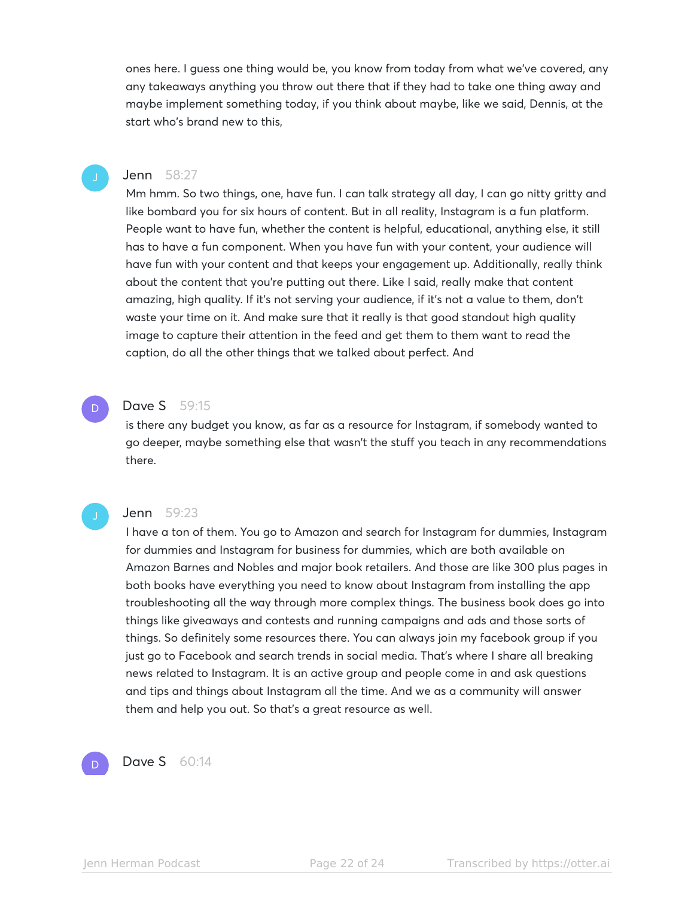ones here. I guess one thing would be, you know from today from what we've covered, any any takeaways anything you throw out there that if they had to take one thing away and maybe implement something today, if you think about maybe, like we said, Dennis, at the start who's brand new to this,

**Jenn** 58:27

Mm hmm. So two things, one, have fun. I can talk strategy all day, I can go nitty gritty and like bombard you for six hours of content. But in all reality, Instagram is a fun platform. People want to have fun, whether the content is helpful, educational, anything else, it still has to have a fun component. When you have fun with your content, your audience will have fun with your content and that keeps your engagement up. Additionally, really think about the content that you're putting out there. Like I said, really make that content amazing, high quality. If it's not serving your audience, if it's not a value to them, don't waste your time on it. And make sure that it really is that good standout high quality image to capture their attention in the feed and get them to them want to read the caption, do all the other things that we talked about perfect. And

**Dave S** 59:15

is there any budget you know, as far as a resource for Instagram, if somebody wanted to go deeper, maybe something else that wasn't the stuff you teach in any recommendations there.

**Jenn** 59:23

I have a ton of them. You go to Amazon and search for Instagram for dummies, Instagram for dummies and Instagram for business for dummies, which are both available on Amazon Barnes and Nobles and major book retailers. And those are like 300 plus pages in both books have everything you need to know about Instagram from installing the app troubleshooting all the way through more complex things. The business book does go into things like giveaways and contests and running campaigns and ads and those sorts of things. So definitely some resources there. You can always join my facebook group if you just go to Facebook and search trends in social media. That's where I share all breaking news related to Instagram. It is an active group and people come in and ask questions and tips and things about Instagram all the time. And we as a community will answer them and help you out. So that's a great resource as well.

**Dave S** 60:14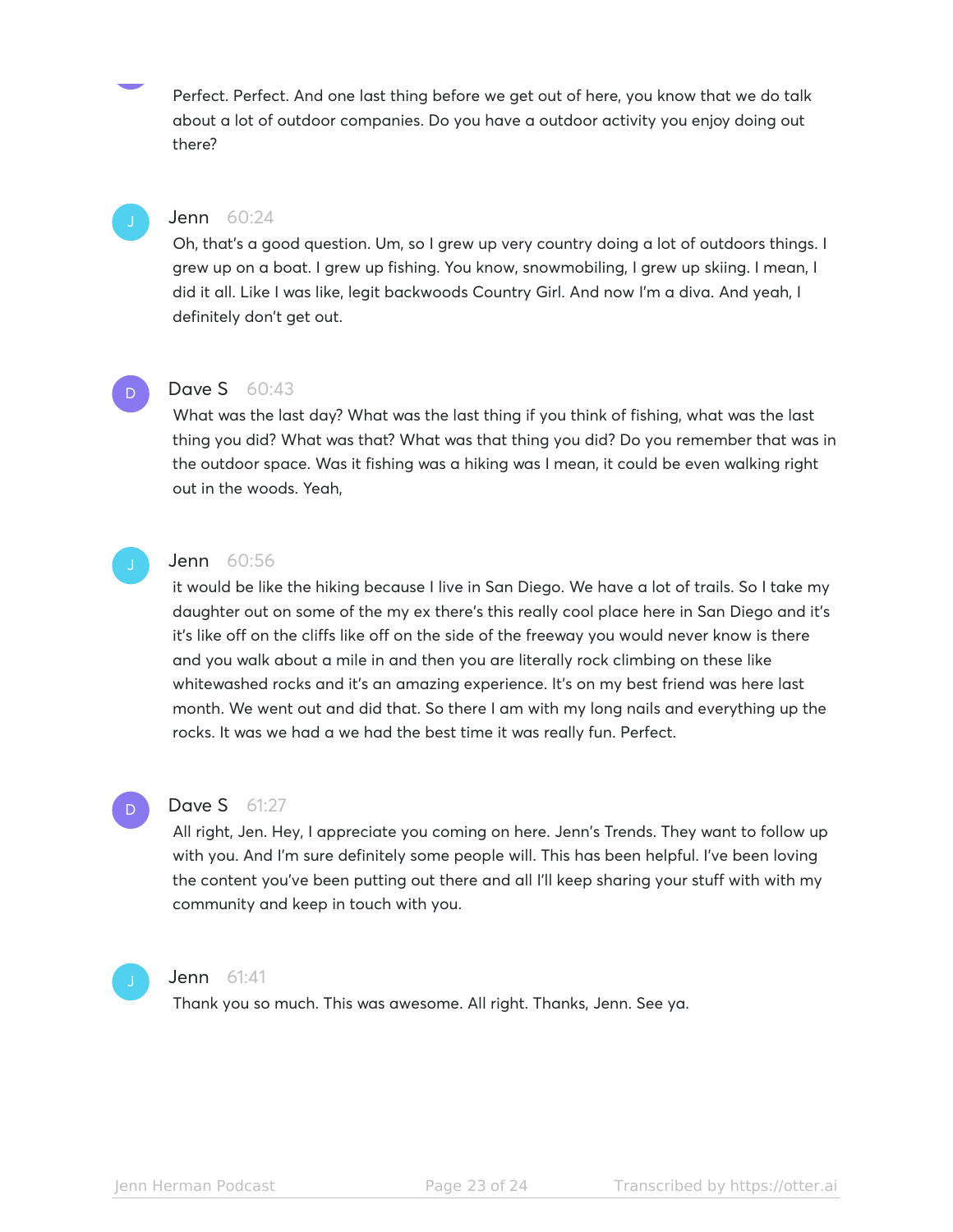Perfect. Perfect. And one last thing before we get out of here, you know that we do talk about a lot of outdoor companies. Do you have a outdoor activity you enjoy doing out there?

**Jenn** 60:24
Oh, that's a good question. Um, so I grew up very country doing a lot of outdoors things. I grew up on a boat. I grew up fishing. You know, snowmobiling, I grew up skiing. I mean, I did it all. Like I was like, legit backwoods Country Girl. And now I'm a diva. And yeah, I definitely don't get out.

**Dave S** 60:43
What was the last day? What was the last thing if you think of fishing, what was the last thing you did? What was that? What was that thing you did? Do you remember that was in the outdoor space. Was it fishing was a hiking was I mean, it could be even walking right out in the woods. Yeah,

**Jenn** 60:56
it would be like the hiking because I live in San Diego. We have a lot of trails. So I take my daughter out on some of the my ex there's this really cool place here in San Diego and it's it's like off on the cliffs like off on the side of the freeway you would never know is there and you walk about a mile in and then you are literally rock climbing on these like whitewashed rocks and it's an amazing experience. It's on my best friend was here last month. We went out and did that. So there I am with my long nails and everything up the rocks. It was we had a we had the best time it was really fun. Perfect.

**Dave S** 61:27
All right, Jen. Hey, I appreciate you coming on here. Jenn's Trends. They want to follow up with you. And I'm sure definitely some people will. This has been helpful. I've been loving the content you've been putting out there and all I'll keep sharing your stuff with with my community and keep in touch with you.

**Jenn** 61:41
Thank you so much. This was awesome. All right. Thanks, Jenn. See ya.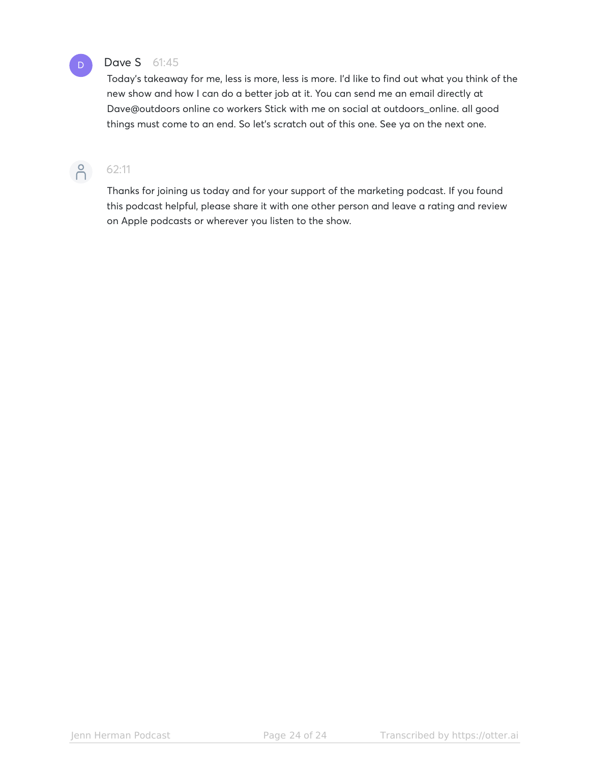**Dave S** 61:45

Today's takeaway for me, less is more, less is more. I'd like to find out what you think of the new show and how I can do a better job at it. You can send me an email directly at Dave@outdoors online co workers Stick with me on social at outdoors_online. all good things must come to an end. So let's scratch out of this one. See ya on the next one.

62:11

Thanks for joining us today and for your support of the marketing podcast. If you found this podcast helpful, please share it with one other person and leave a rating and review on Apple podcasts or wherever you listen to the show.